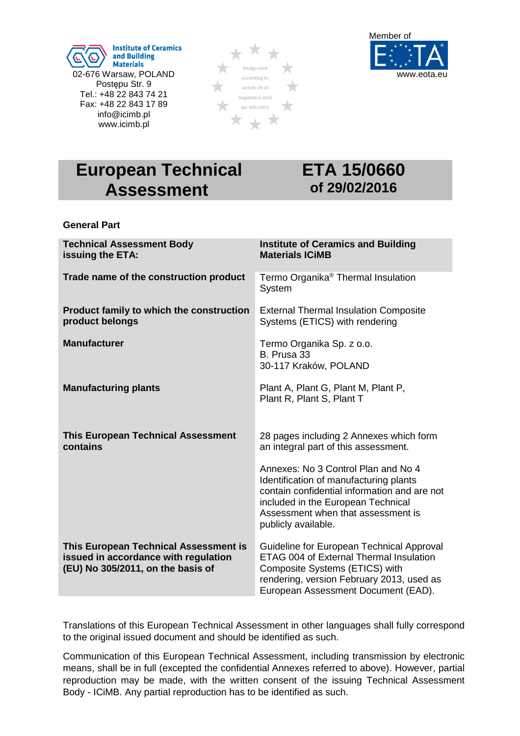Institute of Ceramics and Building Materials
02-676 Warsaw, POLAND
Postępu Str. 9
Tel.: +48 22 843 74 21
Fax: +48 22 843 17 89
info@icimb.pl
www.icimb.pl

Designated according to Article 29 of Regulation (EU) No 305/2011

Member of EOTA
www.eota.eu

# European Technical Assessment

# ETA 15/0660 of 29/02/2016

**General Part**

| | |
|---|---|
| **Technical Assessment Body issuing the ETA:** | **Institute of Ceramics and Building Materials ICiMB** |
| **Trade name of the construction product** | Termo Organika® Thermal Insulation System |
| **Product family to which the construction product belongs** | External Thermal Insulation Composite Systems (ETICS) with rendering |
| **Manufacturer** | Termo Organika Sp. z o.o.<br>B. Prusa 33<br>30-117 Kraków, POLAND |
| **Manufacturing plants** | Plant A, Plant G, Plant M, Plant P, Plant R, Plant S, Plant T |
| **This European Technical Assessment contains** | 28 pages including 2 Annexes which form an integral part of this assessment.<br><br>Annexes: No 3 Control Plan and No 4 Identification of manufacturing plants contain confidential information and are not included in the European Technical Assessment when that assessment is publicly available. |
| **This European Technical Assessment is issued in accordance with regulation (EU) No 305/2011, on the basis of** | Guideline for European Technical Approval ETAG 004 of External Thermal Insulation Composite Systems (ETICS) with rendering, version February 2013, used as European Assessment Document (EAD). |

Translations of this European Technical Assessment in other languages shall fully correspond to the original issued document and should be identified as such.

Communication of this European Technical Assessment, including transmission by electronic means, shall be in full (excepted the confidential Annexes referred to above). However, partial reproduction may be made, with the written consent of the issuing Technical Assessment Body - ICiMB. Any partial reproduction has to be identified as such.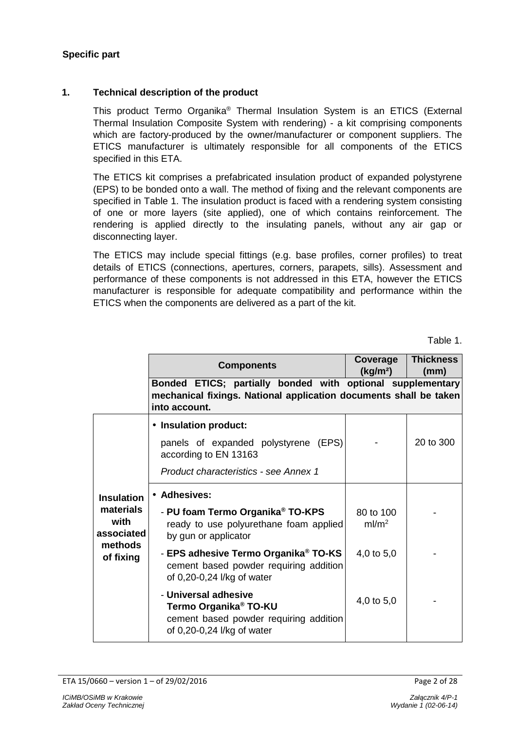**Specific part**

## 1. Technical description of the product

This product Termo Organika® Thermal Insulation System is an ETICS (External Thermal Insulation Composite System with rendering) - a kit comprising components which are factory-produced by the owner/manufacturer or component suppliers. The ETICS manufacturer is ultimately responsible for all components of the ETICS specified in this ETA.

The ETICS kit comprises a prefabricated insulation product of expanded polystyrene (EPS) to be bonded onto a wall. The method of fixing and the relevant components are specified in Table 1. The insulation product is faced with a rendering system consisting of one or more layers (site applied), one of which contains reinforcement. The rendering is applied directly to the insulating panels, without any air gap or disconnecting layer.

The ETICS may include special fittings (e.g. base profiles, corner profiles) to treat details of ETICS (connections, apertures, corners, parapets, sills). Assessment and performance of these components is not addressed in this ETA, however the ETICS manufacturer is responsible for adequate compatibility and performance within the ETICS when the components are delivered as a part of the kit.

Table 1.

| | Components | Coverage (kg/m²) | Thickness (mm) |
|---|---|---|---|
| | **Bonded ETICS; partially bonded with optional supplementary mechanical fixings. National application documents shall be taken into account.** | | |
| **Insulation materials with associated methods of fixing** | • **Insulation product:** panels of expanded polystyrene (EPS) according to EN 13163 *Product characteristics - see Annex 1* | - | 20 to 300 |
| | • **Adhesives:** | | |
| | - **PU foam Termo Organika® TO-KPS** ready to use polyurethane foam applied by gun or applicator | 80 to 100 ml/m² | - |
| | - **EPS adhesive Termo Organika® TO-KS** cement based powder requiring addition of 0,20-0,24 l/kg of water | 4,0 to 5,0 | - |
| | - **Universal adhesive Termo Organika® TO-KU** cement based powder requiring addition of 0,20-0,24 l/kg of water | 4,0 to 5,0 | - |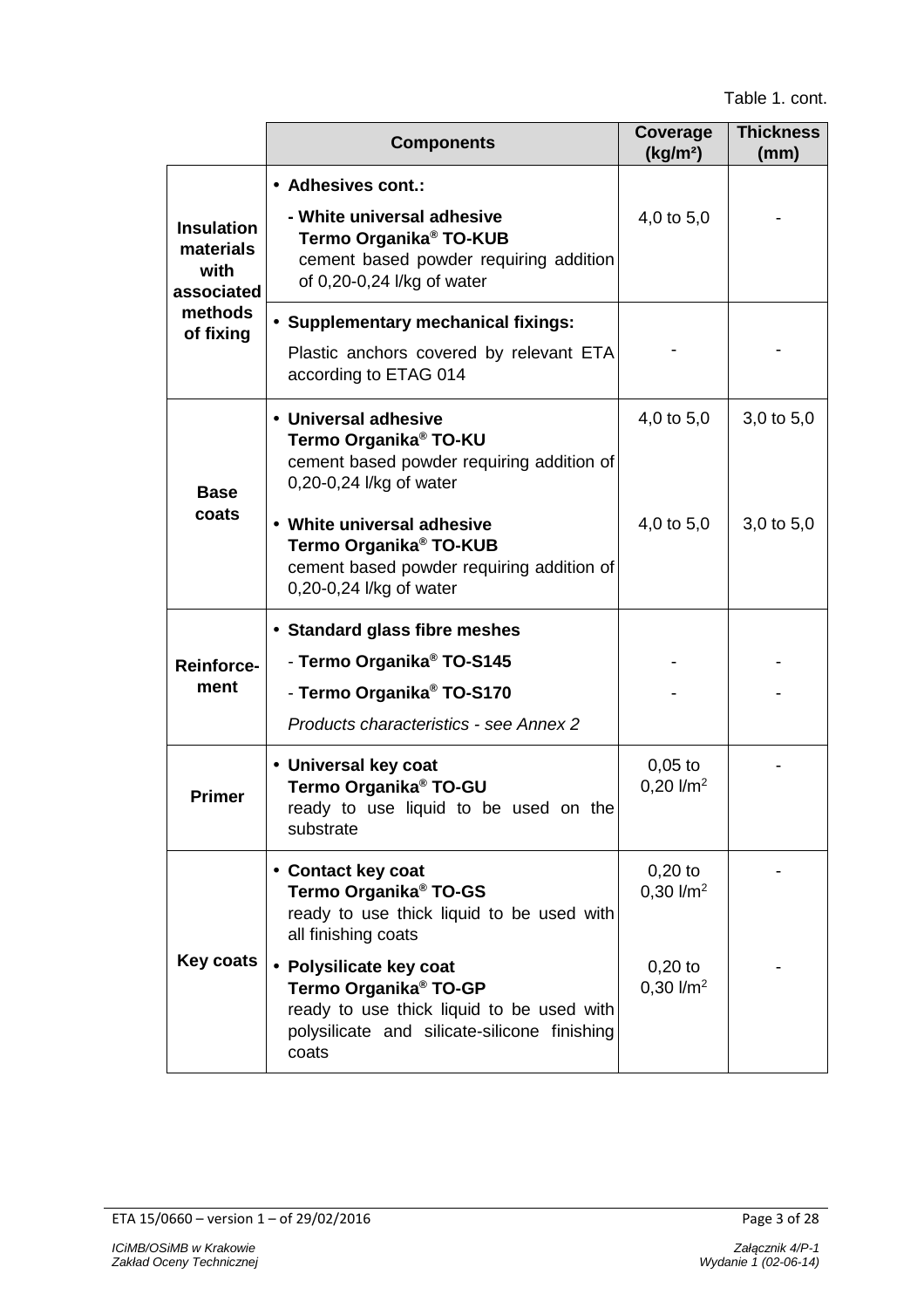Table 1. cont.

| | Components | Coverage (kg/m²) | Thickness (mm) |
|---|---|---|---|
| **Insulation materials with associated methods of fixing** | • **Adhesives cont.:**<br>**- White universal adhesive Termo Organika® TO-KUB** cement based powder requiring addition of 0,20-0,24 l/kg of water | 4,0 to 5,0 | - |
| | • **Supplementary mechanical fixings:**<br>Plastic anchors covered by relevant ETA according to ETAG 014 | - | - |
| **Base coats** | • **Universal adhesive Termo Organika® TO-KU** cement based powder requiring addition of 0,20-0,24 l/kg of water | 4,0 to 5,0 | 3,0 to 5,0 |
| | • **White universal adhesive Termo Organika® TO-KUB** cement based powder requiring addition of 0,20-0,24 l/kg of water | 4,0 to 5,0 | 3,0 to 5,0 |
| **Reinforcement** | • **Standard glass fibre meshes** | | |
| | - **Termo Organika® TO-S145** | - | - |
| | - **Termo Organika® TO-S170** | - | - |
| | *Products characteristics - see Annex 2* | | |
| **Primer** | • **Universal key coat Termo Organika® TO-GU** ready to use liquid to be used on the substrate | 0,05 to 0,20 l/m² | - |
| **Key coats** | • **Contact key coat Termo Organika® TO-GS** ready to use thick liquid to be used with all finishing coats | 0,20 to 0,30 l/m² | - |
| | • **Polysilicate key coat Termo Organika® TO-GP** ready to use thick liquid to be used with polysilicate and silicate-silicone finishing coats | 0,20 to 0,30 l/m² | - |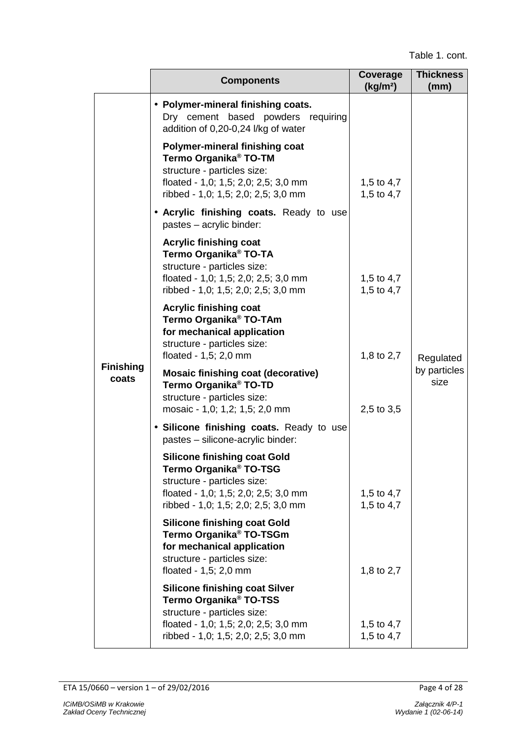Table 1. cont.

| | Components | Coverage (kg/m²) | Thickness (mm) |
|---|---|---|---|
| Finishing coats | • **Polymer-mineral finishing coats.** Dry cement based powders requiring addition of 0,20-0,24 l/kg of water | | Regulated by particles size |
| | **Polymer-mineral finishing coat Termo Organika® TO-TM** structure - particles size: floated - 1,0; 1,5; 2,0; 2,5; 3,0 mm ribbed - 1,0; 1,5; 2,0; 2,5; 3,0 mm | 1,5 to 4,7 1,5 to 4,7 | |
| | • **Acrylic finishing coats.** Ready to use pastes – acrylic binder: | | |
| | **Acrylic finishing coat Termo Organika® TO-TA** structure - particles size: floated - 1,0; 1,5; 2,0; 2,5; 3,0 mm ribbed - 1,0; 1,5; 2,0; 2,5; 3,0 mm | 1,5 to 4,7 1,5 to 4,7 | |
| | **Acrylic finishing coat Termo Organika® TO-TAm for mechanical application** structure - particles size: floated - 1,5; 2,0 mm | 1,8 to 2,7 | |
| | **Mosaic finishing coat (decorative) Termo Organika® TO-TD** structure - particles size: mosaic - 1,0; 1,2; 1,5; 2,0 mm | 2,5 to 3,5 | |
| | • **Silicone finishing coats.** Ready to use pastes – silicone-acrylic binder: | | |
| | **Silicone finishing coat Gold Termo Organika® TO-TSG** structure - particles size: floated - 1,0; 1,5; 2,0; 2,5; 3,0 mm ribbed - 1,0; 1,5; 2,0; 2,5; 3,0 mm | 1,5 to 4,7 1,5 to 4,7 | |
| | **Silicone finishing coat Gold Termo Organika® TO-TSGm for mechanical application** structure - particles size: floated - 1,5; 2,0 mm | 1,8 to 2,7 | |
| | **Silicone finishing coat Silver Termo Organika® TO-TSS** structure - particles size: floated - 1,0; 1,5; 2,0; 2,5; 3,0 mm ribbed - 1,0; 1,5; 2,0; 2,5; 3,0 mm | 1,5 to 4,7 1,5 to 4,7 | |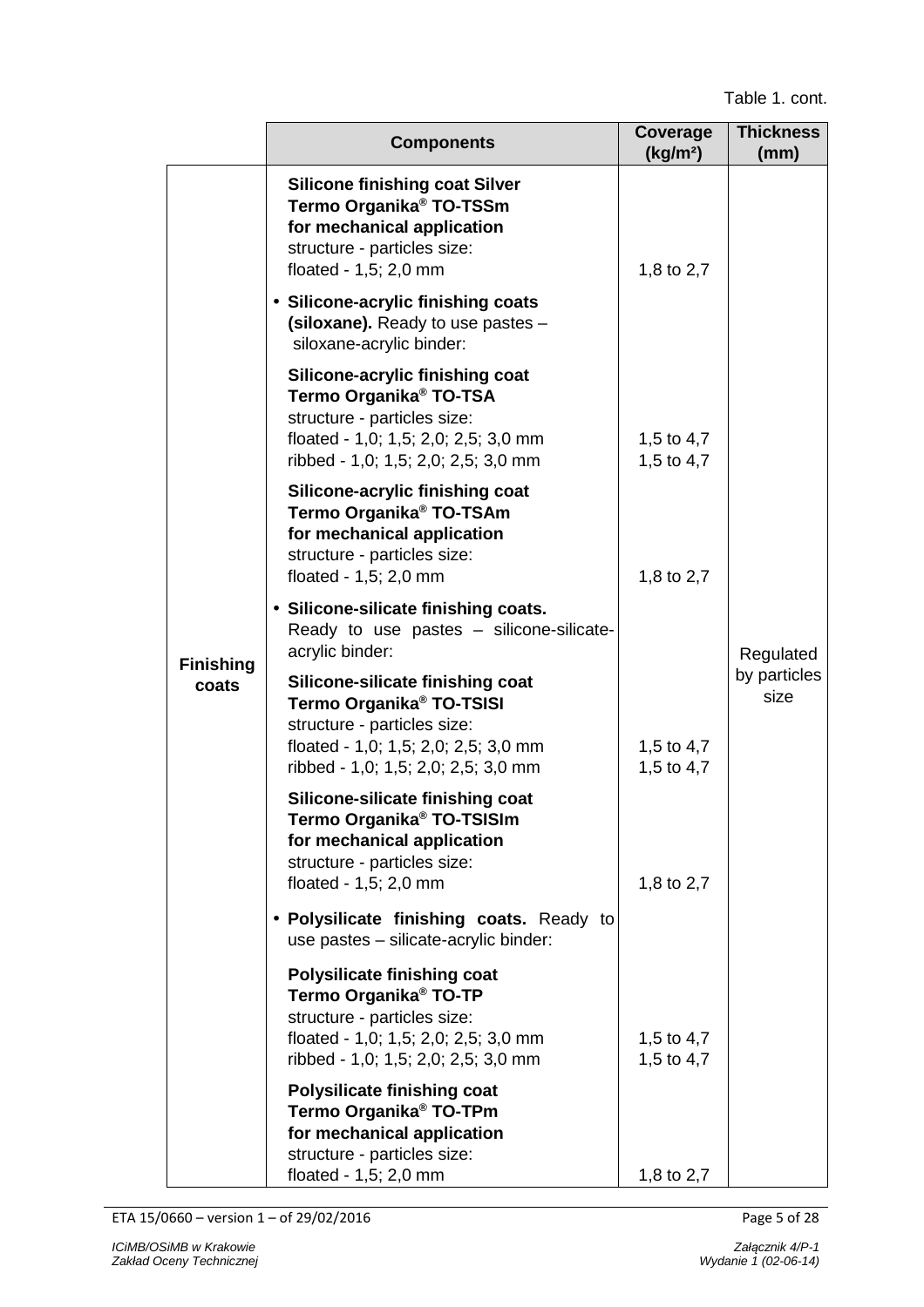Table 1. cont.

| | Components | Coverage (kg/m²) | Thickness (mm) |
|---|---|---|---|
| **Finishing coats** | **Silicone finishing coat Silver Termo Organika® TO-TSSm for mechanical application**<br>structure - particles size:<br>floated - 1,5; 2,0 mm | 1,8 to 2,7 | Regulated by particles size |
| | • **Silicone-acrylic finishing coats (siloxane).** Ready to use pastes – siloxane-acrylic binder: | | |
| | **Silicone-acrylic finishing coat Termo Organika® TO-TSA**<br>structure - particles size:<br>floated - 1,0; 1,5; 2,0; 2,5; 3,0 mm<br>ribbed - 1,0; 1,5; 2,0; 2,5; 3,0 mm | 1,5 to 4,7<br>1,5 to 4,7 | |
| | **Silicone-acrylic finishing coat Termo Organika® TO-TSAm for mechanical application**<br>structure - particles size:<br>floated - 1,5; 2,0 mm | 1,8 to 2,7 | |
| | • **Silicone-silicate finishing coats.** Ready to use pastes – silicone-silicate-acrylic binder: | | |
| | **Silicone-silicate finishing coat Termo Organika® TO-TSISI**<br>structure - particles size:<br>floated - 1,0; 1,5; 2,0; 2,5; 3,0 mm<br>ribbed - 1,0; 1,5; 2,0; 2,5; 3,0 mm | 1,5 to 4,7<br>1,5 to 4,7 | |
| | **Silicone-silicate finishing coat Termo Organika® TO-TSISIm for mechanical application**<br>structure - particles size:<br>floated - 1,5; 2,0 mm | 1,8 to 2,7 | |
| | • **Polysilicate finishing coats.** Ready to use pastes – silicate-acrylic binder: | | |
| | **Polysilicate finishing coat Termo Organika® TO-TP**<br>structure - particles size:<br>floated - 1,0; 1,5; 2,0; 2,5; 3,0 mm<br>ribbed - 1,0; 1,5; 2,0; 2,5; 3,0 mm | 1,5 to 4,7<br>1,5 to 4,7 | |
| | **Polysilicate finishing coat Termo Organika® TO-TPm for mechanical application**<br>structure - particles size:<br>floated - 1,5; 2,0 mm | 1,8 to 2,7 | |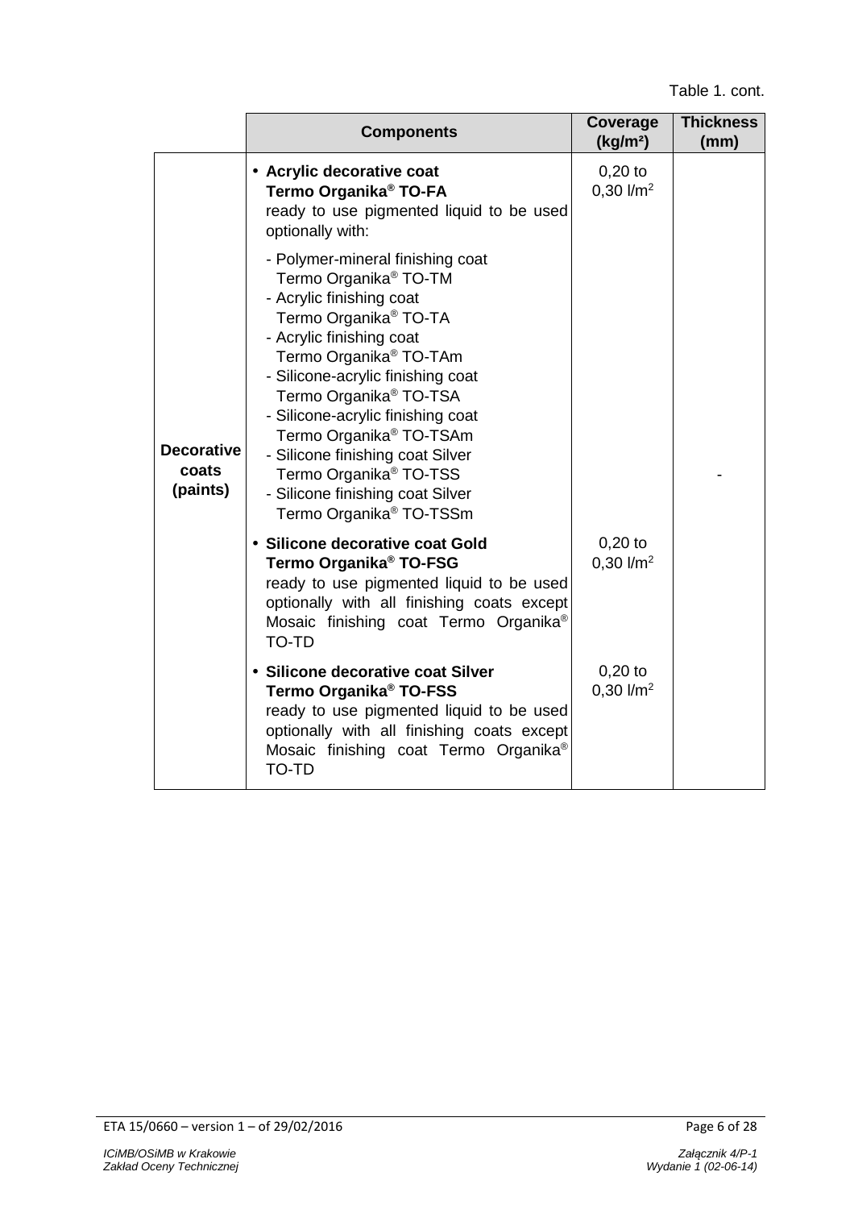Table 1. cont.

| | Components | Coverage (kg/m²) | Thickness (mm) |
|---|---|---|---|
| **Decorative coats (paints)** | • **Acrylic decorative coat Termo Organika® TO-FA** ready to use pigmented liquid to be used optionally with:<br>- Polymer-mineral finishing coat Termo Organika® TO-TM<br>- Acrylic finishing coat Termo Organika® TO-TA<br>- Acrylic finishing coat Termo Organika® TO-TAm<br>- Silicone-acrylic finishing coat Termo Organika® TO-TSA<br>- Silicone-acrylic finishing coat Termo Organika® TO-TSAm<br>- Silicone finishing coat Silver Termo Organika® TO-TSS<br>- Silicone finishing coat Silver Termo Organika® TO-TSSm | 0,20 to 0,30 l/m² | - |
| | • **Silicone decorative coat Gold Termo Organika® TO-FSG** ready to use pigmented liquid to be used optionally with all finishing coats except Mosaic finishing coat Termo Organika® TO-TD | 0,20 to 0,30 l/m² | |
| | • **Silicone decorative coat Silver Termo Organika® TO-FSS** ready to use pigmented liquid to be used optionally with all finishing coats except Mosaic finishing coat Termo Organika® TO-TD | 0,20 to 0,30 l/m² | |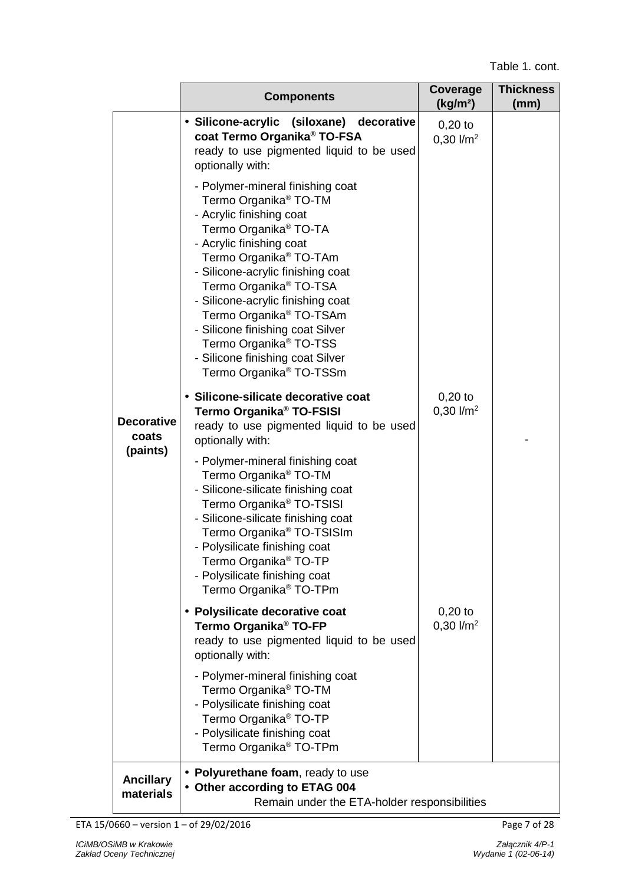Table 1. cont.

| | Components | Coverage (kg/m²) | Thickness (mm) |
|---|---|---|---|
| **Decorative coats (paints)** | • **Silicone-acrylic (siloxane) decorative coat Termo Organika® TO-FSA** ready to use pigmented liquid to be used optionally with:<br>- Polymer-mineral finishing coat Termo Organika® TO-TM<br>- Acrylic finishing coat Termo Organika® TO-TA<br>- Acrylic finishing coat Termo Organika® TO-TAm<br>- Silicone-acrylic finishing coat Termo Organika® TO-TSA<br>- Silicone-acrylic finishing coat Termo Organika® TO-TSAm<br>- Silicone finishing coat Silver Termo Organika® TO-TSS<br>- Silicone finishing coat Silver Termo Organika® TO-TSSm | 0,20 to 0,30 l/m$^2$ | - |
| | • **Silicone-silicate decorative coat Termo Organika® TO-FSISI** ready to use pigmented liquid to be used optionally with:<br>- Polymer-mineral finishing coat Termo Organika® TO-TM<br>- Silicone-silicate finishing coat Termo Organika® TO-TSISI<br>- Silicone-silicate finishing coat Termo Organika® TO-TSISIm<br>- Polysilicate finishing coat Termo Organika® TO-TP<br>- Polysilicate finishing coat Termo Organika® TO-TPm | 0,20 to 0,30 l/m$^2$ | |
| | • **Polysilicate decorative coat Termo Organika® TO-FP** ready to use pigmented liquid to be used optionally with:<br>- Polymer-mineral finishing coat Termo Organika® TO-TM<br>- Polysilicate finishing coat Termo Organika® TO-TP<br>- Polysilicate finishing coat Termo Organika® TO-TPm | 0,20 to 0,30 l/m$^2$ | |
| **Ancillary materials** | • **Polyurethane foam**, ready to use<br>• **Other according to ETAG 004**<br>Remain under the ETA-holder responsibilities | | |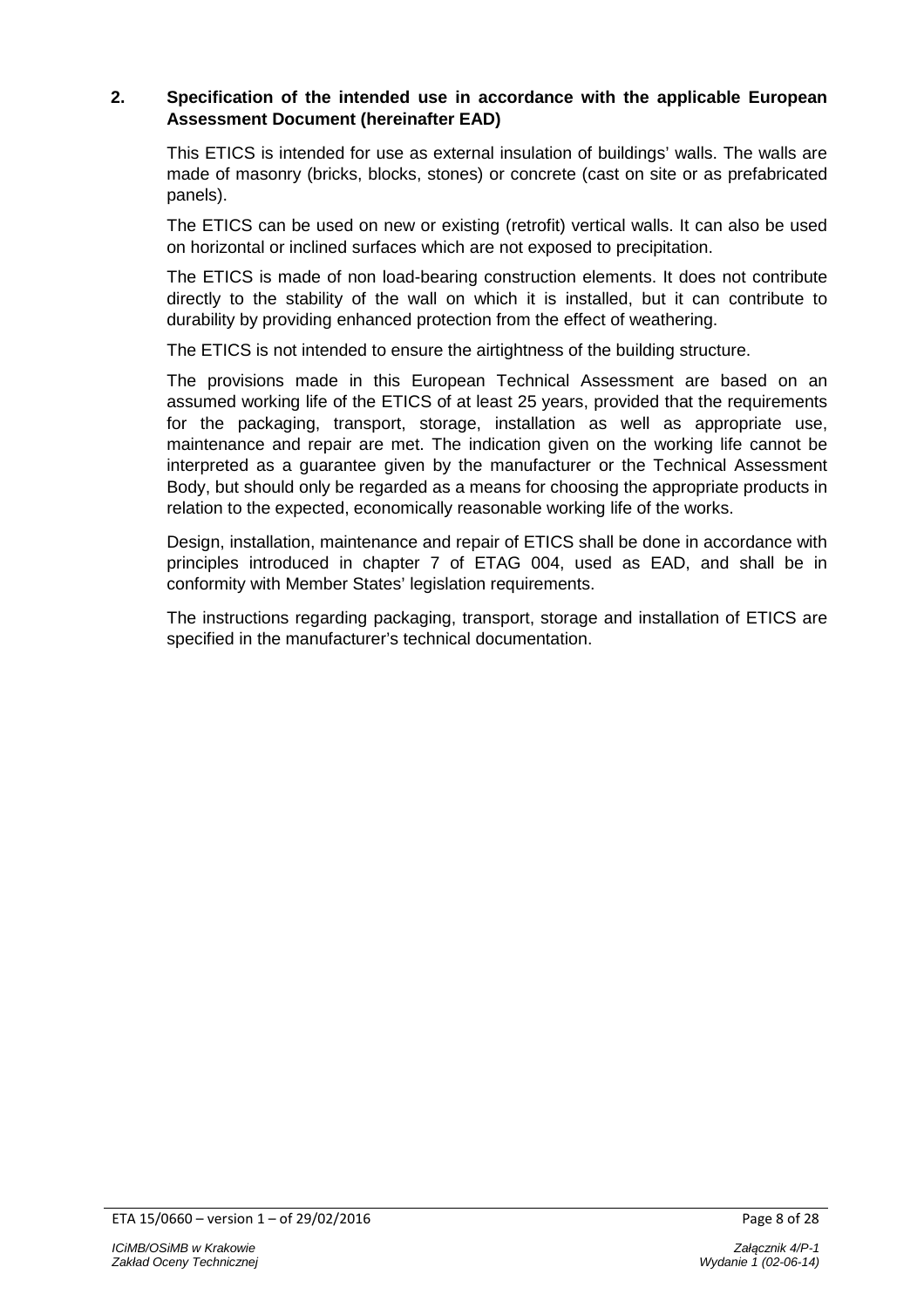## 2. Specification of the intended use in accordance with the applicable European Assessment Document (hereinafter EAD)

This ETICS is intended for use as external insulation of buildings' walls. The walls are made of masonry (bricks, blocks, stones) or concrete (cast on site or as prefabricated panels).

The ETICS can be used on new or existing (retrofit) vertical walls. It can also be used on horizontal or inclined surfaces which are not exposed to precipitation.

The ETICS is made of non load-bearing construction elements. It does not contribute directly to the stability of the wall on which it is installed, but it can contribute to durability by providing enhanced protection from the effect of weathering.

The ETICS is not intended to ensure the airtightness of the building structure.

The provisions made in this European Technical Assessment are based on an assumed working life of the ETICS of at least 25 years, provided that the requirements for the packaging, transport, storage, installation as well as appropriate use, maintenance and repair are met. The indication given on the working life cannot be interpreted as a guarantee given by the manufacturer or the Technical Assessment Body, but should only be regarded as a means for choosing the appropriate products in relation to the expected, economically reasonable working life of the works.

Design, installation, maintenance and repair of ETICS shall be done in accordance with principles introduced in chapter 7 of ETAG 004, used as EAD, and shall be in conformity with Member States' legislation requirements.

The instructions regarding packaging, transport, storage and installation of ETICS are specified in the manufacturer's technical documentation.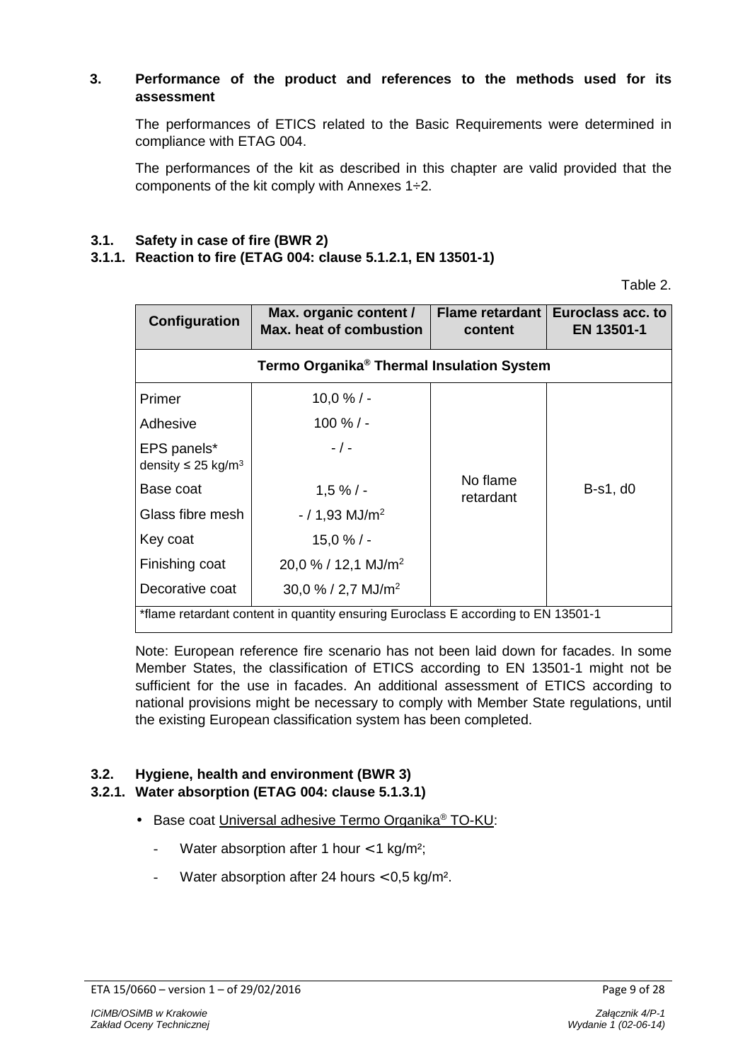## 3. Performance of the product and references to the methods used for its assessment

The performances of ETICS related to the Basic Requirements were determined in compliance with ETAG 004.

The performances of the kit as described in this chapter are valid provided that the components of the kit comply with Annexes 1÷2.

### 3.1. Safety in case of fire (BWR 2)

#### 3.1.1. Reaction to fire (ETAG 004: clause 5.1.2.1, EN 13501-1)

Table 2.

| Configuration | Max. organic content / Max. heat of combustion | Flame retardant content | Euroclass acc. to EN 13501-1 |
|---|---|---|---|
| Termo Organika® Thermal Insulation System | | | |
| Primer | 10,0 % / - | No flame retardant | B-s1, d0 |
| Adhesive | 100 % / - | | |
| EPS panels* density ≤ 25 kg/m³ | - / - | | |
| Base coat | 1,5 % / - | | |
| Glass fibre mesh | - / 1,93 MJ/m² | | |
| Key coat | 15,0 % / - | | |
| Finishing coat | 20,0 % / 12,1 MJ/m² | | |
| Decorative coat | 30,0 % / 2,7 MJ/m² | | |
| *flame retardant content in quantity ensuring Euroclass E according to EN 13501-1 | | | |

Note: European reference fire scenario has not been laid down for facades. In some Member States, the classification of ETICS according to EN 13501-1 might not be sufficient for the use in facades. An additional assessment of ETICS according to national provisions might be necessary to comply with Member State regulations, until the existing European classification system has been completed.

### 3.2. Hygiene, health and environment (BWR 3)

#### 3.2.1. Water absorption (ETAG 004: clause 5.1.3.1)

- Base coat Universal adhesive Termo Organika® TO-KU:
  - Water absorption after 1 hour < 1 kg/m²;
  - Water absorption after 24 hours < 0,5 kg/m².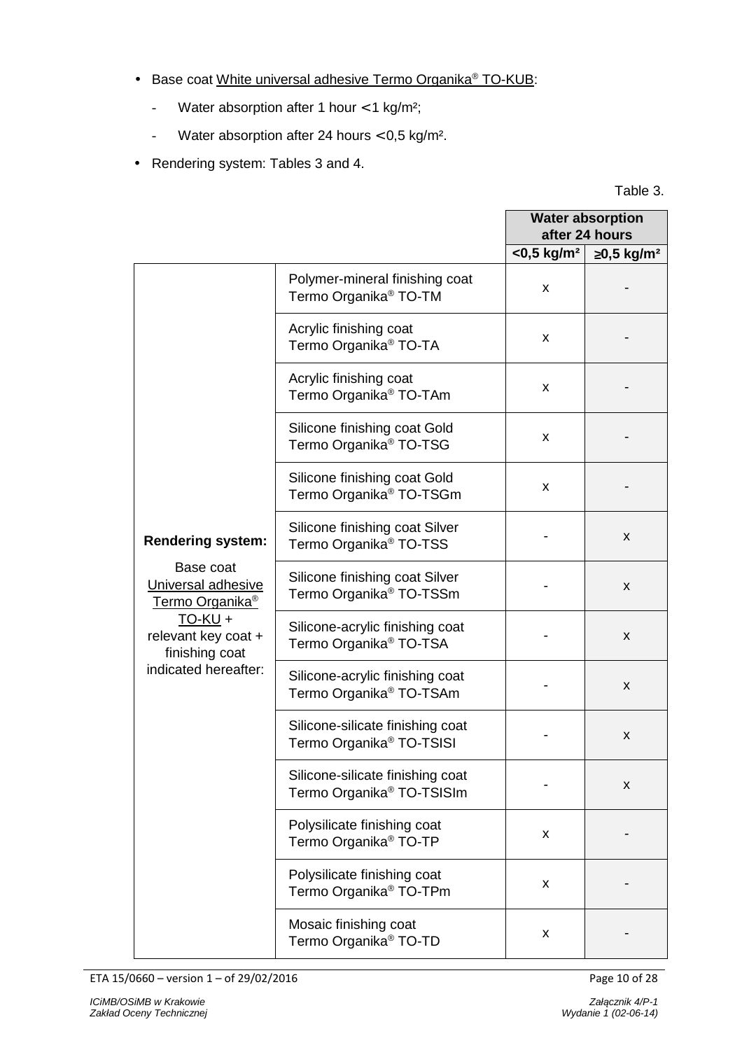- Base coat White universal adhesive Termo Organika® TO-KUB:
  - Water absorption after 1 hour < 1 kg/m²;
  - Water absorption after 24 hours < 0,5 kg/m².
- Rendering system: Tables 3 and 4.

Table 3.

| | | Water absorption after 24 hours | |
|---|---|---|---|
| | | <0,5 kg/m² | ≥0,5 kg/m² |
| **Rendering system:** Base coat Universal adhesive Termo Organika® TO-KU + relevant key coat + finishing coat indicated hereafter: | Polymer-mineral finishing coat Termo Organika® TO-TM | x | - |
| | Acrylic finishing coat Termo Organika® TO-TA | x | - |
| | Acrylic finishing coat Termo Organika® TO-TAm | x | - |
| | Silicone finishing coat Gold Termo Organika® TO-TSG | x | - |
| | Silicone finishing coat Gold Termo Organika® TO-TSGm | x | - |
| | Silicone finishing coat Silver Termo Organika® TO-TSS | - | x |
| | Silicone finishing coat Silver Termo Organika® TO-TSSm | - | x |
| | Silicone-acrylic finishing coat Termo Organika® TO-TSA | - | x |
| | Silicone-acrylic finishing coat Termo Organika® TO-TSAm | - | x |
| | Silicone-silicate finishing coat Termo Organika® TO-TSISI | - | x |
| | Silicone-silicate finishing coat Termo Organika® TO-TSISIm | - | x |
| | Polysilicate finishing coat Termo Organika® TO-TP | x | - |
| | Polysilicate finishing coat Termo Organika® TO-TPm | x | - |
| | Mosaic finishing coat Termo Organika® TO-TD | x | - |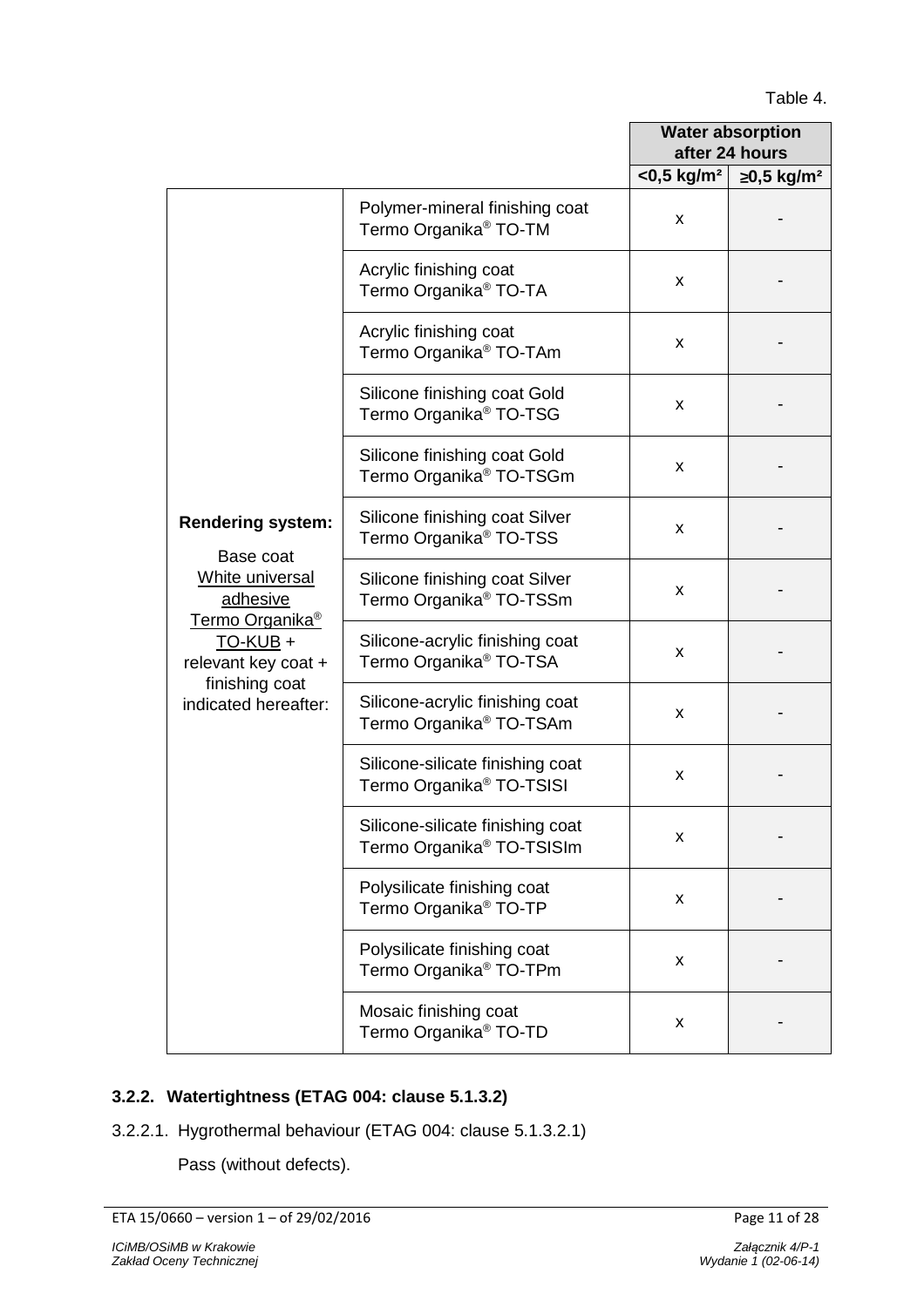Table 4.

| | | Water absorption after 24 hours | |
|---|---|---|---|
| | | <0,5 kg/m² | ≥0,5 kg/m² |
| **Rendering system:** Base coat White universal adhesive Termo Organika® TO-KUB + relevant key coat + finishing coat indicated hereafter: | Polymer-mineral finishing coat Termo Organika® TO-TM | x | - |
| | Acrylic finishing coat Termo Organika® TO-TA | x | - |
| | Acrylic finishing coat Termo Organika® TO-TAm | x | - |
| | Silicone finishing coat Gold Termo Organika® TO-TSG | x | - |
| | Silicone finishing coat Gold Termo Organika® TO-TSGm | x | - |
| | Silicone finishing coat Silver Termo Organika® TO-TSS | x | - |
| | Silicone finishing coat Silver Termo Organika® TO-TSSm | x | - |
| | Silicone-acrylic finishing coat Termo Organika® TO-TSA | x | - |
| | Silicone-acrylic finishing coat Termo Organika® TO-TSAm | x | - |
| | Silicone-silicate finishing coat Termo Organika® TO-TSISI | x | - |
| | Silicone-silicate finishing coat Termo Organika® TO-TSISIm | x | - |
| | Polysilicate finishing coat Termo Organika® TO-TP | x | - |
| | Polysilicate finishing coat Termo Organika® TO-TPm | x | - |
| | Mosaic finishing coat Termo Organika® TO-TD | x | - |

### 3.2.2. Watertightness (ETAG 004: clause 5.1.3.2)

3.2.2.1. Hygrothermal behaviour (ETAG 004: clause 5.1.3.2.1)

Pass (without defects).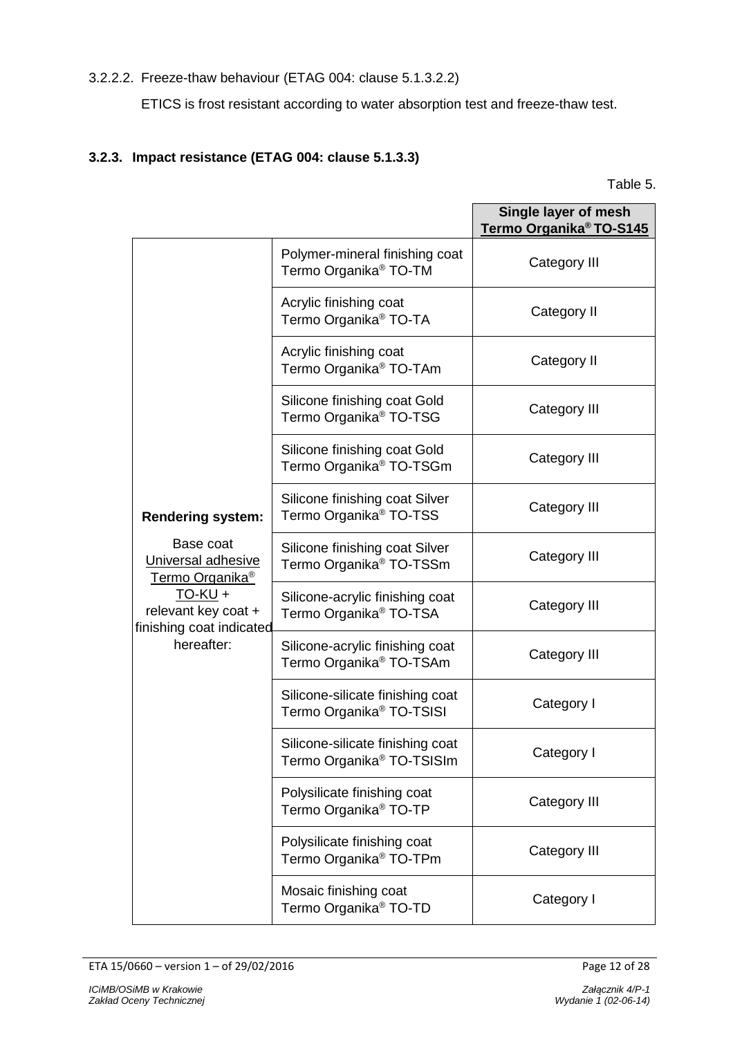3.2.2.2. Freeze-thaw behaviour (ETAG 004: clause 5.1.3.2.2)

ETICS is frost resistant according to water absorption test and freeze-thaw test.

### 3.2.3. Impact resistance (ETAG 004: clause 5.1.3.3)

Table 5.

| | | **Single layer of mesh Termo Organika® TO-S145** |
|---|---|---|
| **Rendering system:** Base coat Universal adhesive Termo Organika® TO-KU + relevant key coat + finishing coat indicated hereafter: | Polymer-mineral finishing coat Termo Organika® TO-TM | Category III |
| | Acrylic finishing coat Termo Organika® TO-TA | Category II |
| | Acrylic finishing coat Termo Organika® TO-TAm | Category II |
| | Silicone finishing coat Gold Termo Organika® TO-TSG | Category III |
| | Silicone finishing coat Gold Termo Organika® TO-TSGm | Category III |
| | Silicone finishing coat Silver Termo Organika® TO-TSS | Category III |
| | Silicone finishing coat Silver Termo Organika® TO-TSSm | Category III |
| | Silicone-acrylic finishing coat Termo Organika® TO-TSA | Category III |
| | Silicone-acrylic finishing coat Termo Organika® TO-TSAm | Category III |
| | Silicone-silicate finishing coat Termo Organika® TO-TSISI | Category I |
| | Silicone-silicate finishing coat Termo Organika® TO-TSISIm | Category I |
| | Polysilicate finishing coat Termo Organika® TO-TP | Category III |
| | Polysilicate finishing coat Termo Organika® TO-TPm | Category III |
| | Mosaic finishing coat Termo Organika® TO-TD | Category I |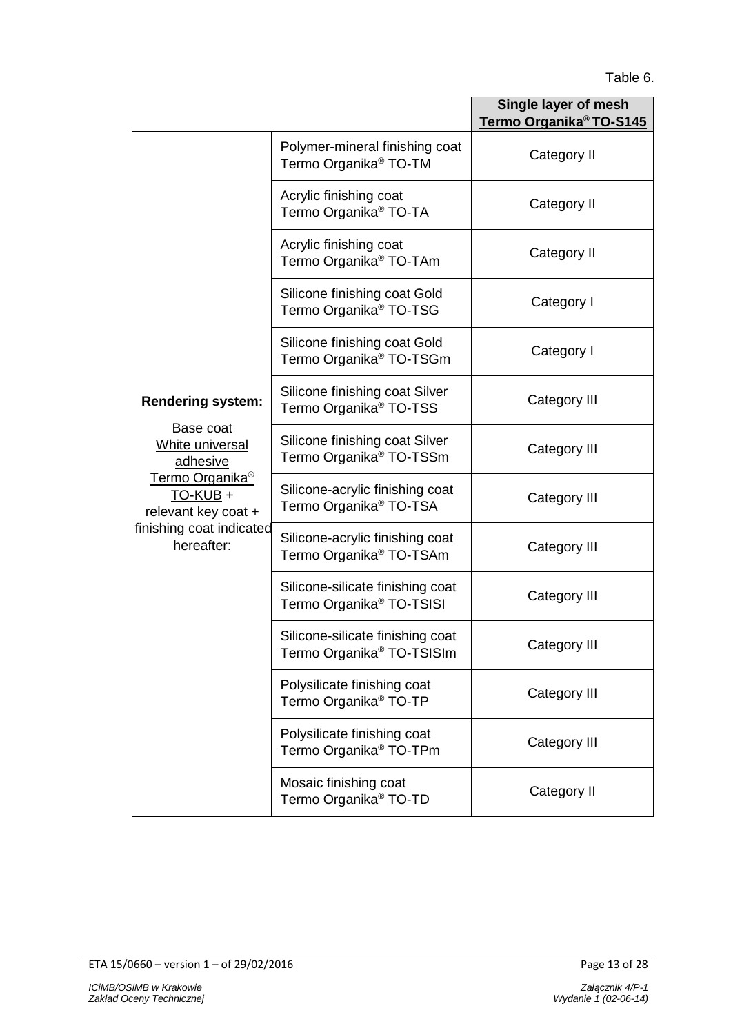Table 6.

| | | Single layer of mesh Termo Organika® TO-S145 |
|---|---|---|
| **Rendering system:** Base coat White universal adhesive Termo Organika® TO-KUB + relevant key coat + finishing coat indicated hereafter: | Polymer-mineral finishing coat Termo Organika® TO-TM | Category II |
| | Acrylic finishing coat Termo Organika® TO-TA | Category II |
| | Acrylic finishing coat Termo Organika® TO-TAm | Category II |
| | Silicone finishing coat Gold Termo Organika® TO-TSG | Category I |
| | Silicone finishing coat Gold Termo Organika® TO-TSGm | Category I |
| | Silicone finishing coat Silver Termo Organika® TO-TSS | Category III |
| | Silicone finishing coat Silver Termo Organika® TO-TSSm | Category III |
| | Silicone-acrylic finishing coat Termo Organika® TO-TSA | Category III |
| | Silicone-acrylic finishing coat Termo Organika® TO-TSAm | Category III |
| | Silicone-silicate finishing coat Termo Organika® TO-TSISI | Category III |
| | Silicone-silicate finishing coat Termo Organika® TO-TSISIm | Category III |
| | Polysilicate finishing coat Termo Organika® TO-TP | Category III |
| | Polysilicate finishing coat Termo Organika® TO-TPm | Category III |
| | Mosaic finishing coat Termo Organika® TO-TD | Category II |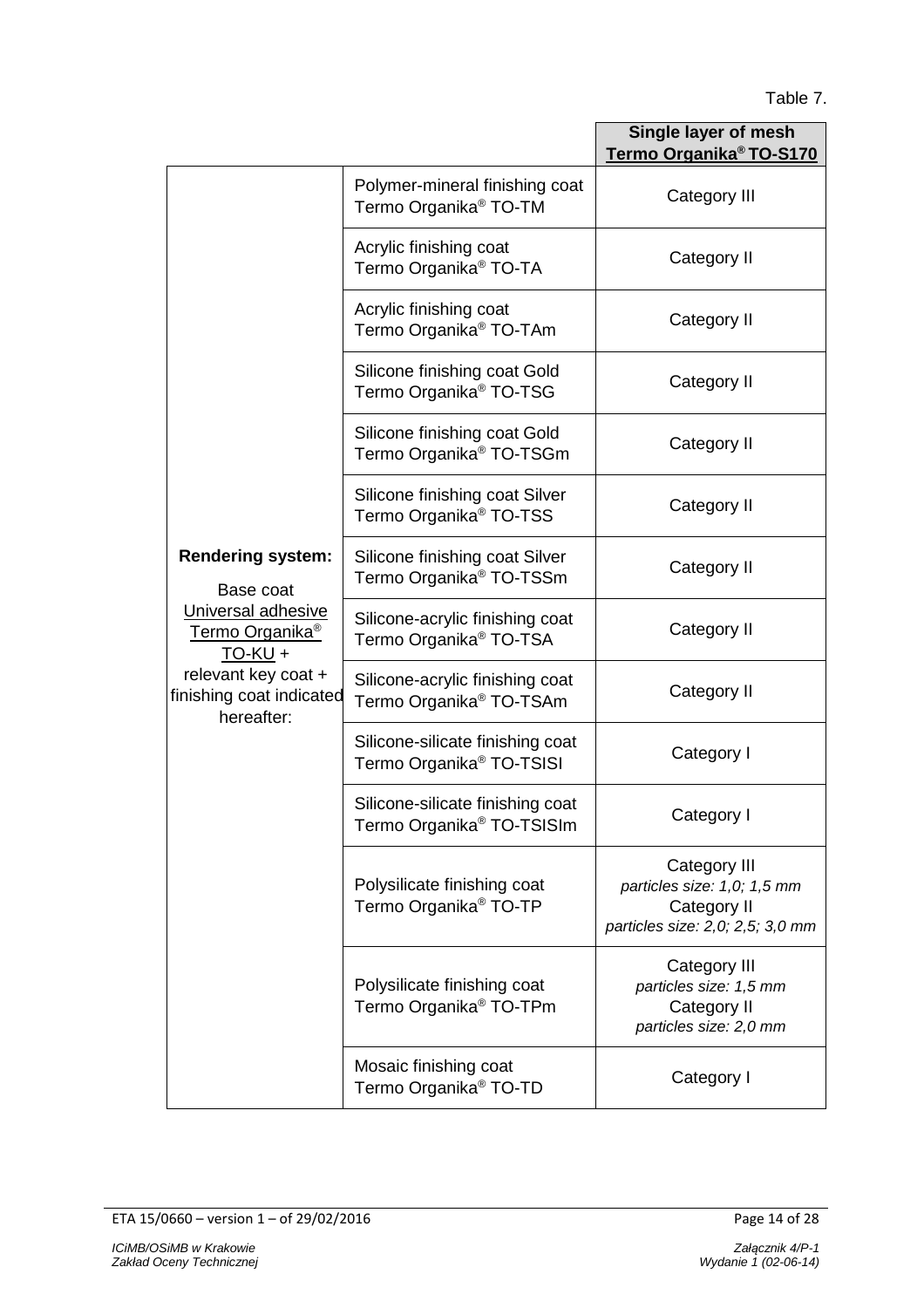Table 7.

| | | **Single layer of mesh Termo Organika® TO-S170** |
|---|---|---|
| **Rendering system:** Base coat Universal adhesive Termo Organika® TO-KU + relevant key coat + finishing coat indicated hereafter: | Polymer-mineral finishing coat Termo Organika® TO-TM | Category III |
| | Acrylic finishing coat Termo Organika® TO-TA | Category II |
| | Acrylic finishing coat Termo Organika® TO-TAm | Category II |
| | Silicone finishing coat Gold Termo Organika® TO-TSG | Category II |
| | Silicone finishing coat Gold Termo Organika® TO-TSGm | Category II |
| | Silicone finishing coat Silver Termo Organika® TO-TSS | Category II |
| | Silicone finishing coat Silver Termo Organika® TO-TSSm | Category II |
| | Silicone-acrylic finishing coat Termo Organika® TO-TSA | Category II |
| | Silicone-acrylic finishing coat Termo Organika® TO-TSAm | Category II |
| | Silicone-silicate finishing coat Termo Organika® TO-TSISI | Category I |
| | Silicone-silicate finishing coat Termo Organika® TO-TSISIm | Category I |
| | Polysilicate finishing coat Termo Organika® TO-TP | Category III *particles size: 1,0; 1,5 mm* Category II *particles size: 2,0; 2,5; 3,0 mm* |
| | Polysilicate finishing coat Termo Organika® TO-TPm | Category III *particles size: 1,5 mm* Category II *particles size: 2,0 mm* |
| | Mosaic finishing coat Termo Organika® TO-TD | Category I |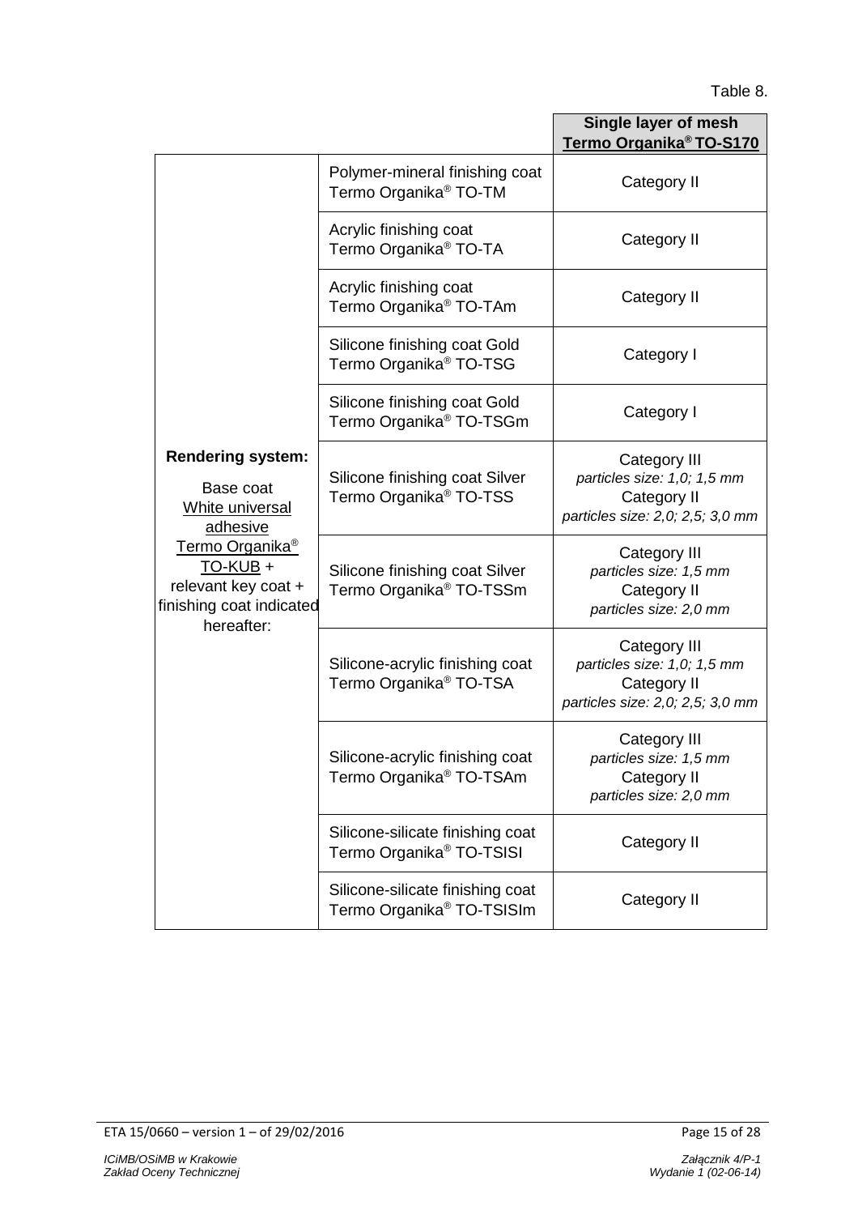Table 8.

| | | Single layer of mesh Termo Organika® TO-S170 |
|---|---|---|
| **Rendering system:** Base coat White universal adhesive Termo Organika® TO-KUB + relevant key coat + finishing coat indicated hereafter: | Polymer-mineral finishing coat Termo Organika® TO-TM | Category II |
| | Acrylic finishing coat Termo Organika® TO-TA | Category II |
| | Acrylic finishing coat Termo Organika® TO-TAm | Category II |
| | Silicone finishing coat Gold Termo Organika® TO-TSG | Category I |
| | Silicone finishing coat Gold Termo Organika® TO-TSGm | Category I |
| | Silicone finishing coat Silver Termo Organika® TO-TSS | Category III *particles size: 1,0; 1,5 mm* Category II *particles size: 2,0; 2,5; 3,0 mm* |
| | Silicone finishing coat Silver Termo Organika® TO-TSSm | Category III *particles size: 1,5 mm* Category II *particles size: 2,0 mm* |
| | Silicone-acrylic finishing coat Termo Organika® TO-TSA | Category III *particles size: 1,0; 1,5 mm* Category II *particles size: 2,0; 2,5; 3,0 mm* |
| | Silicone-acrylic finishing coat Termo Organika® TO-TSAm | Category III *particles size: 1,5 mm* Category II *particles size: 2,0 mm* |
| | Silicone-silicate finishing coat Termo Organika® TO-TSISI | Category II |
| | Silicone-silicate finishing coat Termo Organika® TO-TSISIm | Category II |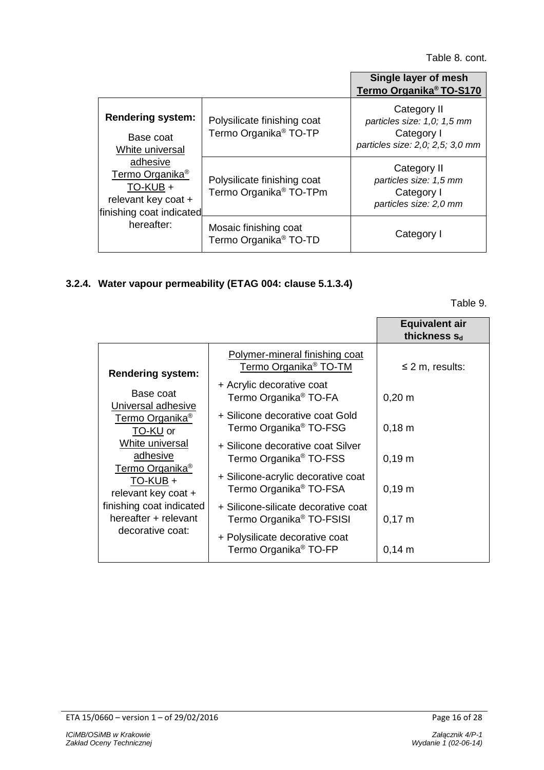Table 8. cont.

| | | Single layer of mesh Termo Organika® TO-S170 |
|---|---|---|
| **Rendering system:** Base coat White universal adhesive Termo Organika® TO-KUB + relevant key coat + finishing coat indicated hereafter: | Polysilicate finishing coat Termo Organika® TO-TP | Category II *particles size: 1,0; 1,5 mm* Category I *particles size: 2,0; 2,5; 3,0 mm* |
| | Polysilicate finishing coat Termo Organika® TO-TPm | Category II *particles size: 1,5 mm* Category I *particles size: 2,0 mm* |
| | Mosaic finishing coat Termo Organika® TO-TD | Category I |

### 3.2.4. Water vapour permeability (ETAG 004: clause 5.1.3.4)

Table 9.

| | | Equivalent air thickness $s_d$ |
|---|---|---|
| **Rendering system:** Base coat Universal adhesive Termo Organika® TO-KU or White universal adhesive Termo Organika® TO-KUB + relevant key coat + finishing coat indicated hereafter + relevant decorative coat: | Polymer-mineral finishing coat Termo Organika® TO-TM | ≤ 2 m, results: |
| | + Acrylic decorative coat Termo Organika® TO-FA | 0,20 m |
| | + Silicone decorative coat Gold Termo Organika® TO-FSG | 0,18 m |
| | + Silicone decorative coat Silver Termo Organika® TO-FSS | 0,19 m |
| | + Silicone-acrylic decorative coat Termo Organika® TO-FSA | 0,19 m |
| | + Silicone-silicate decorative coat Termo Organika® TO-FSISI | 0,17 m |
| | + Polysilicate decorative coat Termo Organika® TO-FP | 0,14 m |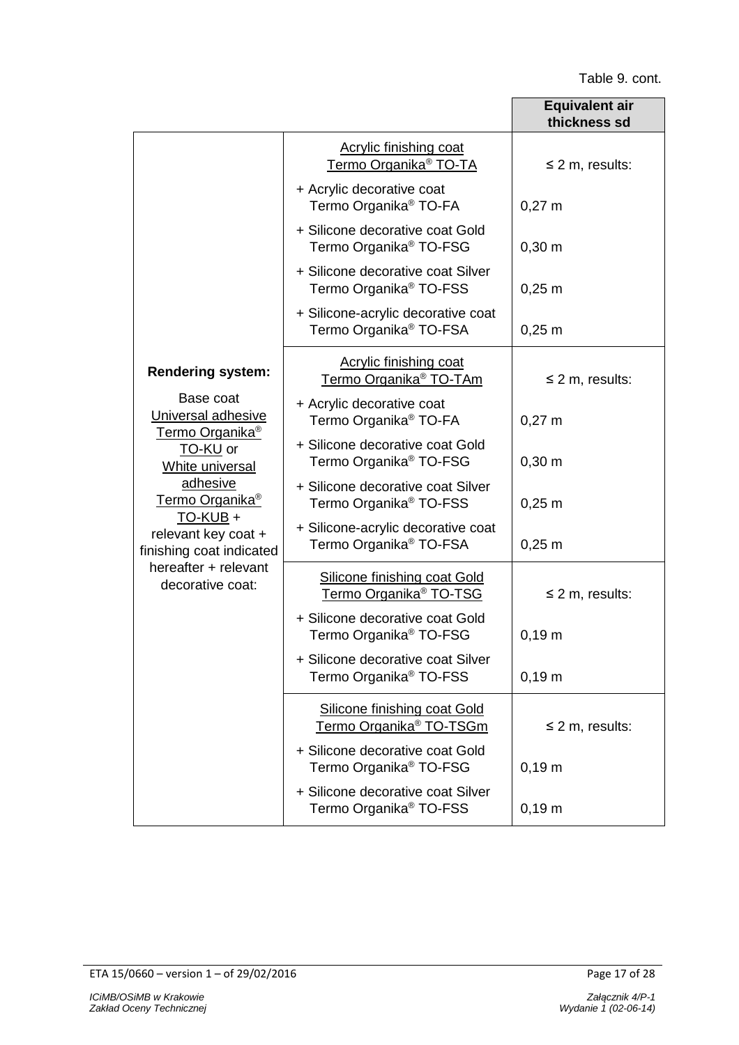Table 9. cont.

| | | Equivalent air thickness sd |
|---|---|---|
| **Rendering system:**<br>Base coat Universal adhesive Termo Organika® TO-KU or White universal adhesive Termo Organika® TO-KUB + relevant key coat + finishing coat indicated hereafter + relevant decorative coat: | Acrylic finishing coat Termo Organika® TO-TA | ≤ 2 m, results: |
| | + Acrylic decorative coat Termo Organika® TO-FA | 0,27 m |
| | + Silicone decorative coat Gold Termo Organika® TO-FSG | 0,30 m |
| | + Silicone decorative coat Silver Termo Organika® TO-FSS | 0,25 m |
| | + Silicone-acrylic decorative coat Termo Organika® TO-FSA | 0,25 m |
| | Acrylic finishing coat Termo Organika® TO-TAm | ≤ 2 m, results: |
| | + Acrylic decorative coat Termo Organika® TO-FA | 0,27 m |
| | + Silicone decorative coat Gold Termo Organika® TO-FSG | 0,30 m |
| | + Silicone decorative coat Silver Termo Organika® TO-FSS | 0,25 m |
| | + Silicone-acrylic decorative coat Termo Organika® TO-FSA | 0,25 m |
| | Silicone finishing coat Gold Termo Organika® TO-TSG | ≤ 2 m, results: |
| | + Silicone decorative coat Gold Termo Organika® TO-FSG | 0,19 m |
| | + Silicone decorative coat Silver Termo Organika® TO-FSS | 0,19 m |
| | Silicone finishing coat Gold Termo Organika® TO-TSGm | ≤ 2 m, results: |
| | + Silicone decorative coat Gold Termo Organika® TO-FSG | 0,19 m |
| | + Silicone decorative coat Silver Termo Organika® TO-FSS | 0,19 m |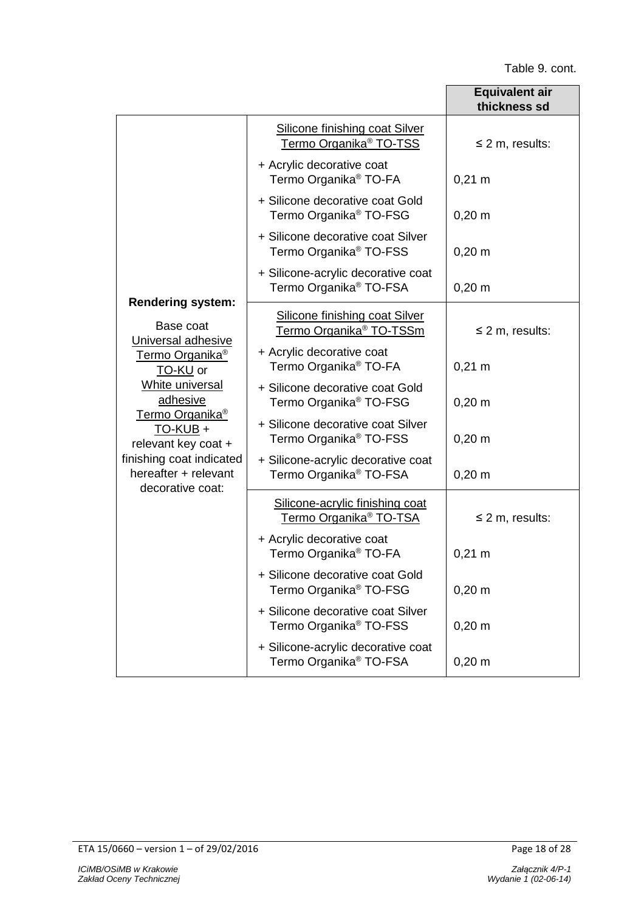Table 9. cont.

| | | Equivalent air thickness sd |
|---|---|---|
| **Rendering system:** Base coat Universal adhesive Termo Organika® TO-KU or White universal adhesive Termo Organika® TO-KUB + relevant key coat + finishing coat indicated hereafter + relevant decorative coat: | Silicone finishing coat Silver Termo Organika® TO-TSS | ≤ 2 m, results: |
| | + Acrylic decorative coat Termo Organika® TO-FA | 0,21 m |
| | + Silicone decorative coat Gold Termo Organika® TO-FSG | 0,20 m |
| | + Silicone decorative coat Silver Termo Organika® TO-FSS | 0,20 m |
| | + Silicone-acrylic decorative coat Termo Organika® TO-FSA | 0,20 m |
| | Silicone finishing coat Silver Termo Organika® TO-TSSm | ≤ 2 m, results: |
| | + Acrylic decorative coat Termo Organika® TO-FA | 0,21 m |
| | + Silicone decorative coat Gold Termo Organika® TO-FSG | 0,20 m |
| | + Silicone decorative coat Silver Termo Organika® TO-FSS | 0,20 m |
| | + Silicone-acrylic decorative coat Termo Organika® TO-FSA | 0,20 m |
| | Silicone-acrylic finishing coat Termo Organika® TO-TSA | ≤ 2 m, results: |
| | + Acrylic decorative coat Termo Organika® TO-FA | 0,21 m |
| | + Silicone decorative coat Gold Termo Organika® TO-FSG | 0,20 m |
| | + Silicone decorative coat Silver Termo Organika® TO-FSS | 0,20 m |
| | + Silicone-acrylic decorative coat Termo Organika® TO-FSA | 0,20 m |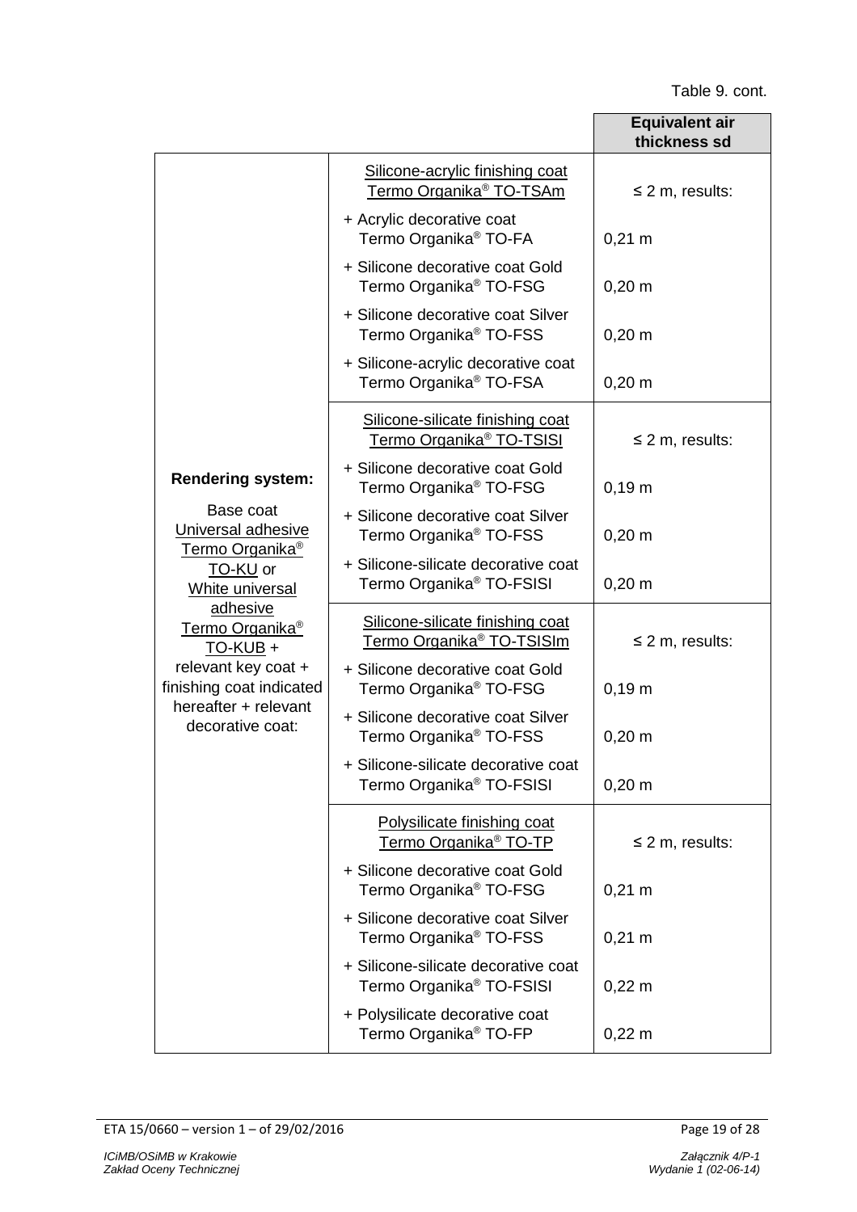Table 9. cont.

| | | Equivalent air thickness sd |
|---|---|---|
| **Rendering system:** Base coat Universal adhesive Termo Organika® TO-KU or White universal adhesive Termo Organika® TO-KUB + relevant key coat + finishing coat indicated hereafter + relevant decorative coat: | Silicone-acrylic finishing coat Termo Organika® TO-TSAm | ≤ 2 m, results: |
| | + Acrylic decorative coat Termo Organika® TO-FA | 0,21 m |
| | + Silicone decorative coat Gold Termo Organika® TO-FSG | 0,20 m |
| | + Silicone decorative coat Silver Termo Organika® TO-FSS | 0,20 m |
| | + Silicone-acrylic decorative coat Termo Organika® TO-FSA | 0,20 m |
| | Silicone-silicate finishing coat Termo Organika® TO-TSISI | ≤ 2 m, results: |
| | + Silicone decorative coat Gold Termo Organika® TO-FSG | 0,19 m |
| | + Silicone decorative coat Silver Termo Organika® TO-FSS | 0,20 m |
| | + Silicone-silicate decorative coat Termo Organika® TO-FSISI | 0,20 m |
| | Silicone-silicate finishing coat Termo Organika® TO-TSISIm | ≤ 2 m, results: |
| | + Silicone decorative coat Gold Termo Organika® TO-FSG | 0,19 m |
| | + Silicone decorative coat Silver Termo Organika® TO-FSS | 0,20 m |
| | + Silicone-silicate decorative coat Termo Organika® TO-FSISI | 0,20 m |
| | Polysilicate finishing coat Termo Organika® TO-TP | ≤ 2 m, results: |
| | + Silicone decorative coat Gold Termo Organika® TO-FSG | 0,21 m |
| | + Silicone decorative coat Silver Termo Organika® TO-FSS | 0,21 m |
| | + Silicone-silicate decorative coat Termo Organika® TO-FSISI | 0,22 m |
| | + Polysilicate decorative coat Termo Organika® TO-FP | 0,22 m |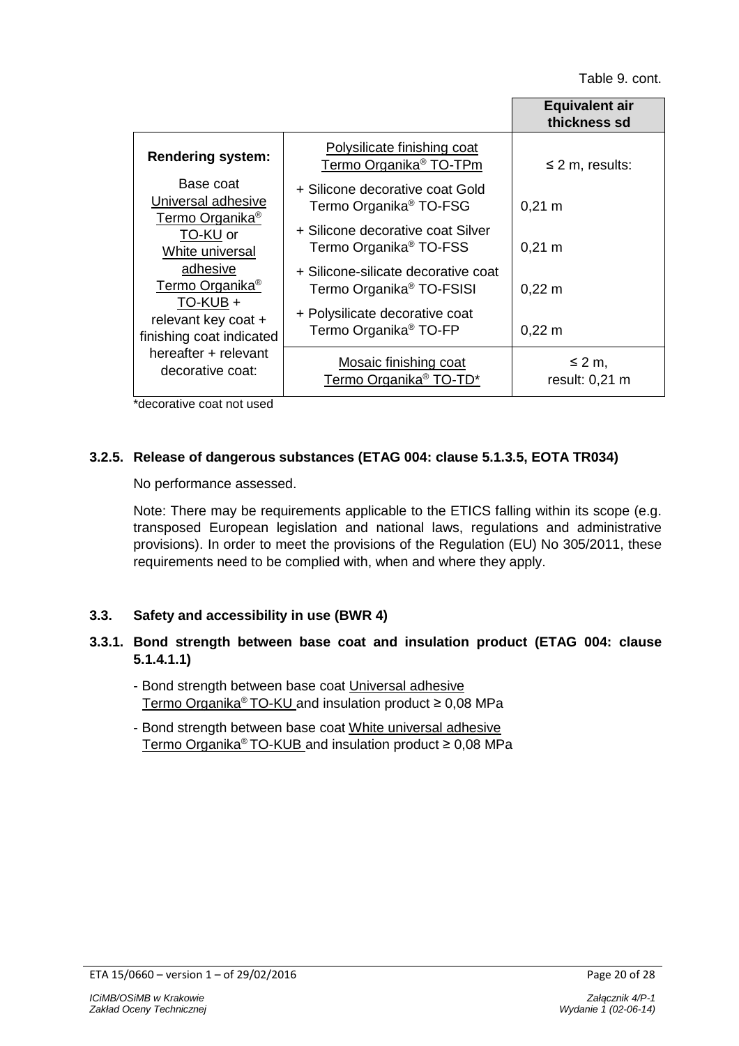Table 9. cont.

| | | Equivalent air thickness sd |
|---|---|---|
| **Rendering system:** Base coat Universal adhesive Termo Organika® TO-KU or White universal adhesive Termo Organika® TO-KUB + relevant key coat + finishing coat indicated hereafter + relevant decorative coat: | Polysilicate finishing coat Termo Organika® TO-TPm | ≤ 2 m, results: |
| | + Silicone decorative coat Gold Termo Organika® TO-FSG | 0,21 m |
| | + Silicone decorative coat Silver Termo Organika® TO-FSS | 0,21 m |
| | + Silicone-silicate decorative coat Termo Organika® TO-FSISI | 0,22 m |
| | + Polysilicate decorative coat Termo Organika® TO-FP | 0,22 m |
| | Mosaic finishing coat Termo Organika® TO-TD* | ≤ 2 m, result: 0,21 m |

*decorative coat not used

### 3.2.5. Release of dangerous substances (ETAG 004: clause 5.1.3.5, EOTA TR034)

No performance assessed.

Note: There may be requirements applicable to the ETICS falling within its scope (e.g. transposed European legislation and national laws, regulations and administrative provisions). In order to meet the provisions of the Regulation (EU) No 305/2011, these requirements need to be complied with, when and where they apply.

## 3.3. Safety and accessibility in use (BWR 4)

### 3.3.1. Bond strength between base coat and insulation product (ETAG 004: clause 5.1.4.1.1)

- Bond strength between base coat Universal adhesive Termo Organika® TO-KU and insulation product ≥ 0,08 MPa
- Bond strength between base coat White universal adhesive Termo Organika® TO-KUB and insulation product ≥ 0,08 MPa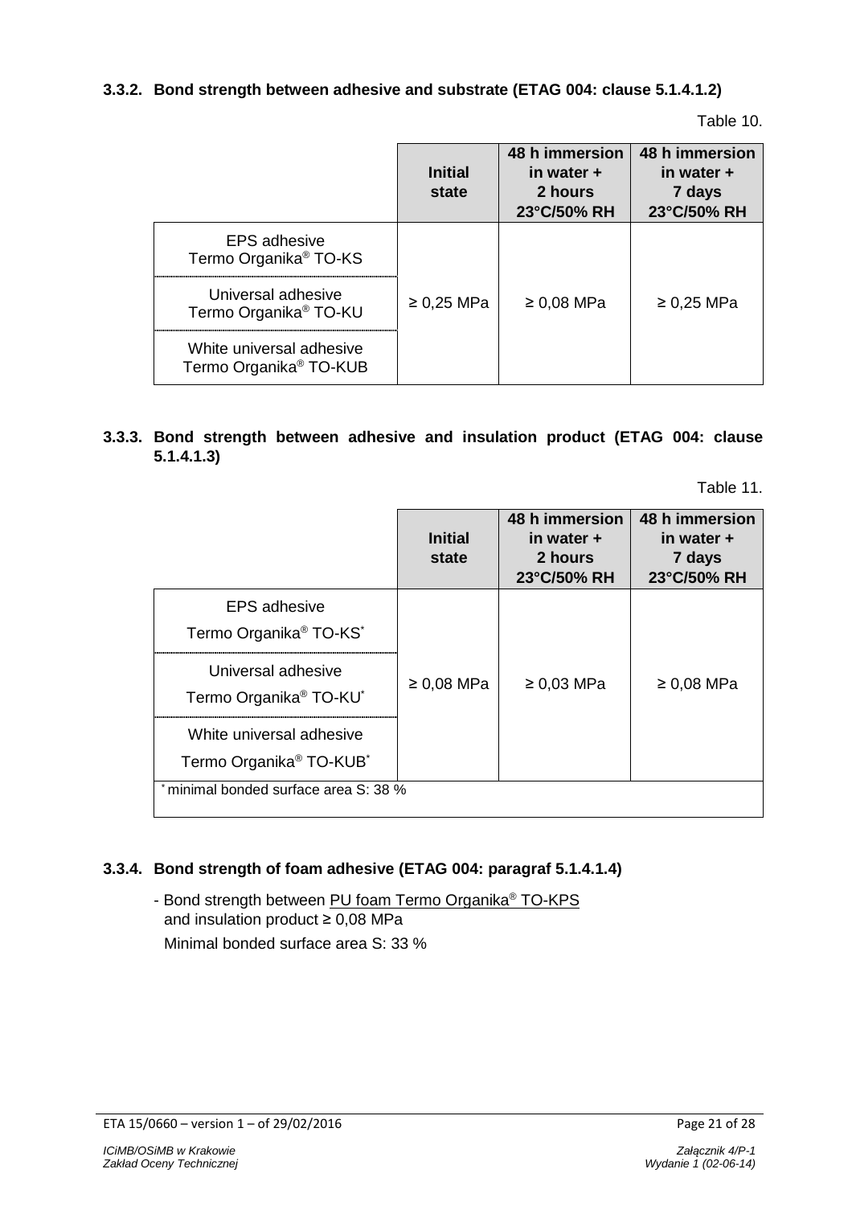### 3.3.2. Bond strength between adhesive and substrate (ETAG 004: clause 5.1.4.1.2)

Table 10.

| | Initial state | 48 h immersion in water + 2 hours 23°C/50% RH | 48 h immersion in water + 7 days 23°C/50% RH |
|---|---|---|---|
| EPS adhesive Termo Organika® TO-KS | ≥ 0,25 MPa | ≥ 0,08 MPa | ≥ 0,25 MPa |
| Universal adhesive Termo Organika® TO-KU | | | |
| White universal adhesive Termo Organika® TO-KUB | | | |

### 3.3.3. Bond strength between adhesive and insulation product (ETAG 004: clause 5.1.4.1.3)

Table 11.

| | Initial state | 48 h immersion in water + 2 hours 23°C/50% RH | 48 h immersion in water + 7 days 23°C/50% RH |
|---|---|---|---|
| EPS adhesive Termo Organika® TO-KS* | ≥ 0,08 MPa | ≥ 0,03 MPa | ≥ 0,08 MPa |
| Universal adhesive Termo Organika® TO-KU* | | | |
| White universal adhesive Termo Organika® TO-KUB* | | | |
| * minimal bonded surface area S: 38 % | | | |

### 3.3.4. Bond strength of foam adhesive (ETAG 004: paragraf 5.1.4.1.4)

- Bond strength between PU foam Termo Organika® TO-KPS and insulation product ≥ 0,08 MPa

  Minimal bonded surface area S: 33 %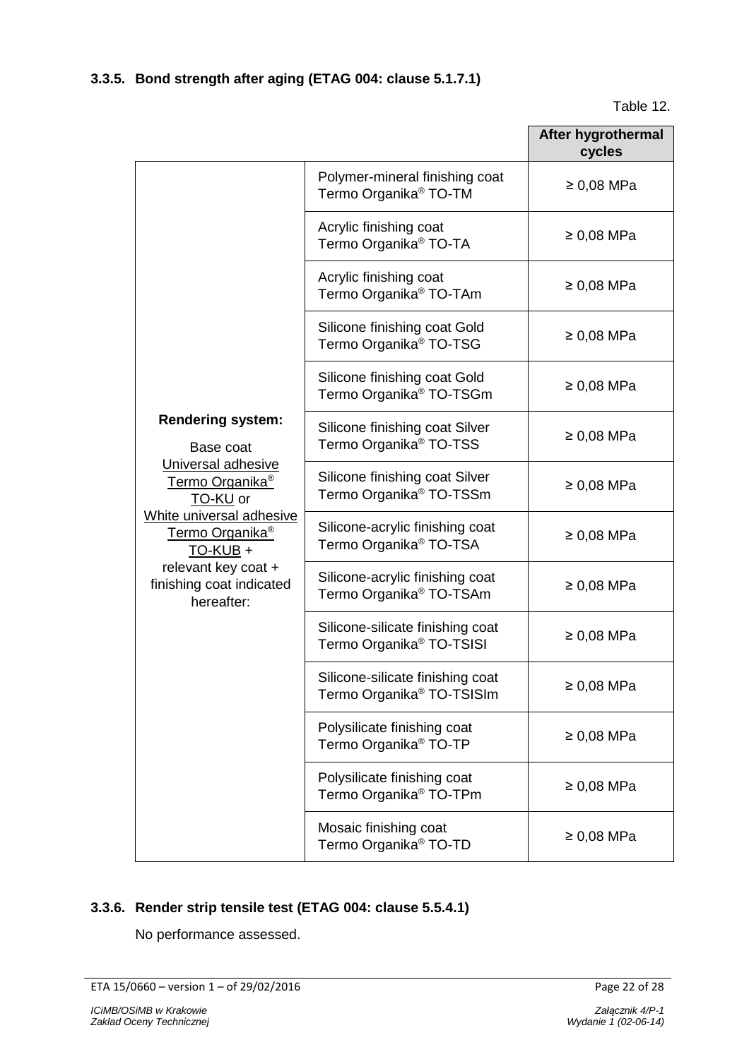### 3.3.5. Bond strength after aging (ETAG 004: clause 5.1.7.1)

Table 12.

| | | After hygrothermal cycles |
|---|---|---|
| **Rendering system:** Base coat <u>Universal adhesive Termo Organika® TO-KU</u> or <u>White universal adhesive Termo Organika® TO-KUB</u> + relevant key coat + finishing coat indicated hereafter: | Polymer-mineral finishing coat Termo Organika® TO-TM | ≥ 0,08 MPa |
| | Acrylic finishing coat Termo Organika® TO-TA | ≥ 0,08 MPa |
| | Acrylic finishing coat Termo Organika® TO-TAm | ≥ 0,08 MPa |
| | Silicone finishing coat Gold Termo Organika® TO-TSG | ≥ 0,08 MPa |
| | Silicone finishing coat Gold Termo Organika® TO-TSGm | ≥ 0,08 MPa |
| | Silicone finishing coat Silver Termo Organika® TO-TSS | ≥ 0,08 MPa |
| | Silicone finishing coat Silver Termo Organika® TO-TSSm | ≥ 0,08 MPa |
| | Silicone-acrylic finishing coat Termo Organika® TO-TSA | ≥ 0,08 MPa |
| | Silicone-acrylic finishing coat Termo Organika® TO-TSAm | ≥ 0,08 MPa |
| | Silicone-silicate finishing coat Termo Organika® TO-TSISI | ≥ 0,08 MPa |
| | Silicone-silicate finishing coat Termo Organika® TO-TSISIm | ≥ 0,08 MPa |
| | Polysilicate finishing coat Termo Organika® TO-TP | ≥ 0,08 MPa |
| | Polysilicate finishing coat Termo Organika® TO-TPm | ≥ 0,08 MPa |
| | Mosaic finishing coat Termo Organika® TO-TD | ≥ 0,08 MPa |

### 3.3.6. Render strip tensile test (ETAG 004: clause 5.5.4.1)

No performance assessed.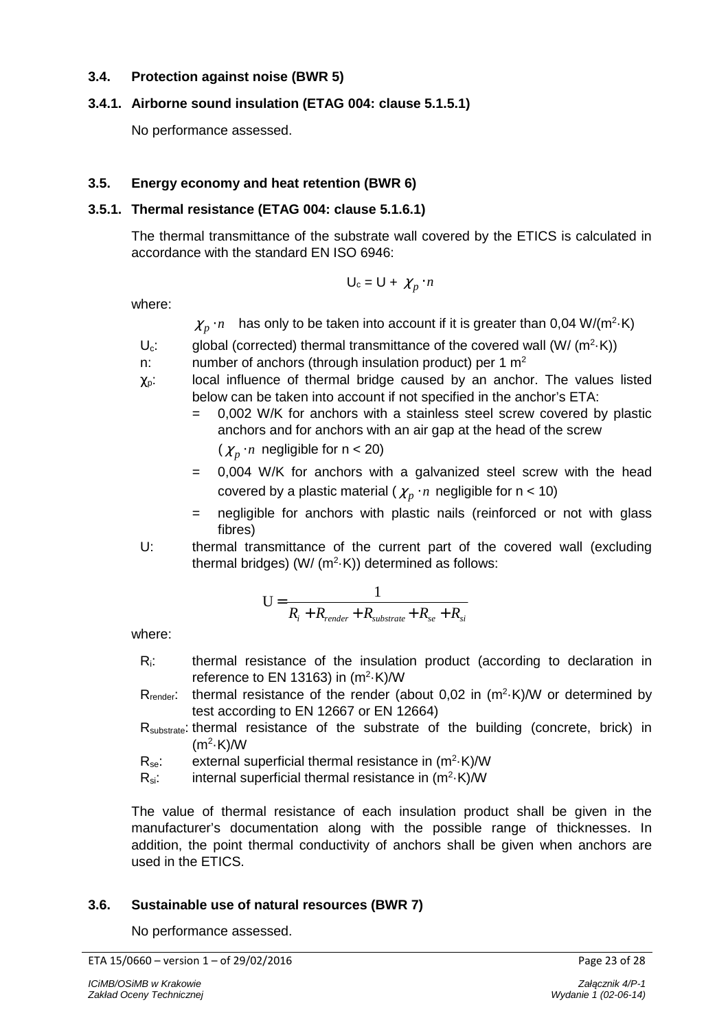### 3.4. Protection against noise (BWR 5)

#### 3.4.1. Airborne sound insulation (ETAG 004: clause 5.1.5.1)

No performance assessed.

### 3.5. Energy economy and heat retention (BWR 6)

#### 3.5.1. Thermal resistance (ETAG 004: clause 5.1.6.1)

The thermal transmittance of the substrate wall covered by the ETICS is calculated in accordance with the standard EN ISO 6946:

$$U_c = U + \chi_p \cdot n$$

where:

$\chi_p \cdot n$ has only to be taken into account if it is greater than 0,04 W/(m$^2$·K)

- $U_c$: global (corrected) thermal transmittance of the covered wall (W/ (m$^2$·K))
- n: number of anchors (through insulation product) per 1 m$^2$
- $\chi_p$: local influence of thermal bridge caused by an anchor. The values listed below can be taken into account if not specified in the anchor's ETA:
  - = 0,002 W/K for anchors with a stainless steel screw covered by plastic anchors and for anchors with an air gap at the head of the screw ($\chi_p \cdot n$ negligible for n < 20)
  - = 0,004 W/K for anchors with a galvanized steel screw with the head covered by a plastic material ($\chi_p \cdot n$ negligible for n < 10)
  - = negligible for anchors with plastic nails (reinforced or not with glass fibres)
- U: thermal transmittance of the current part of the covered wall (excluding thermal bridges) (W/ (m$^2$·K)) determined as follows:

$$U = \frac{1}{R_i + R_{render} + R_{substrate} + R_{se} + R_{si}}$$

where:

- $R_i$: thermal resistance of the insulation product (according to declaration in reference to EN 13163) in (m$^2$·K)/W
- $R_{render}$: thermal resistance of the render (about 0,02 in (m$^2$·K)/W or determined by test according to EN 12667 or EN 12664)
- $R_{substrate}$: thermal resistance of the substrate of the building (concrete, brick) in (m$^2$·K)/W
- $R_{se}$: external superficial thermal resistance in (m$^2$·K)/W
- $R_{si}$: internal superficial thermal resistance in (m$^2$·K)/W

The value of thermal resistance of each insulation product shall be given in the manufacturer's documentation along with the possible range of thicknesses. In addition, the point thermal conductivity of anchors shall be given when anchors are used in the ETICS.

### 3.6. Sustainable use of natural resources (BWR 7)

No performance assessed.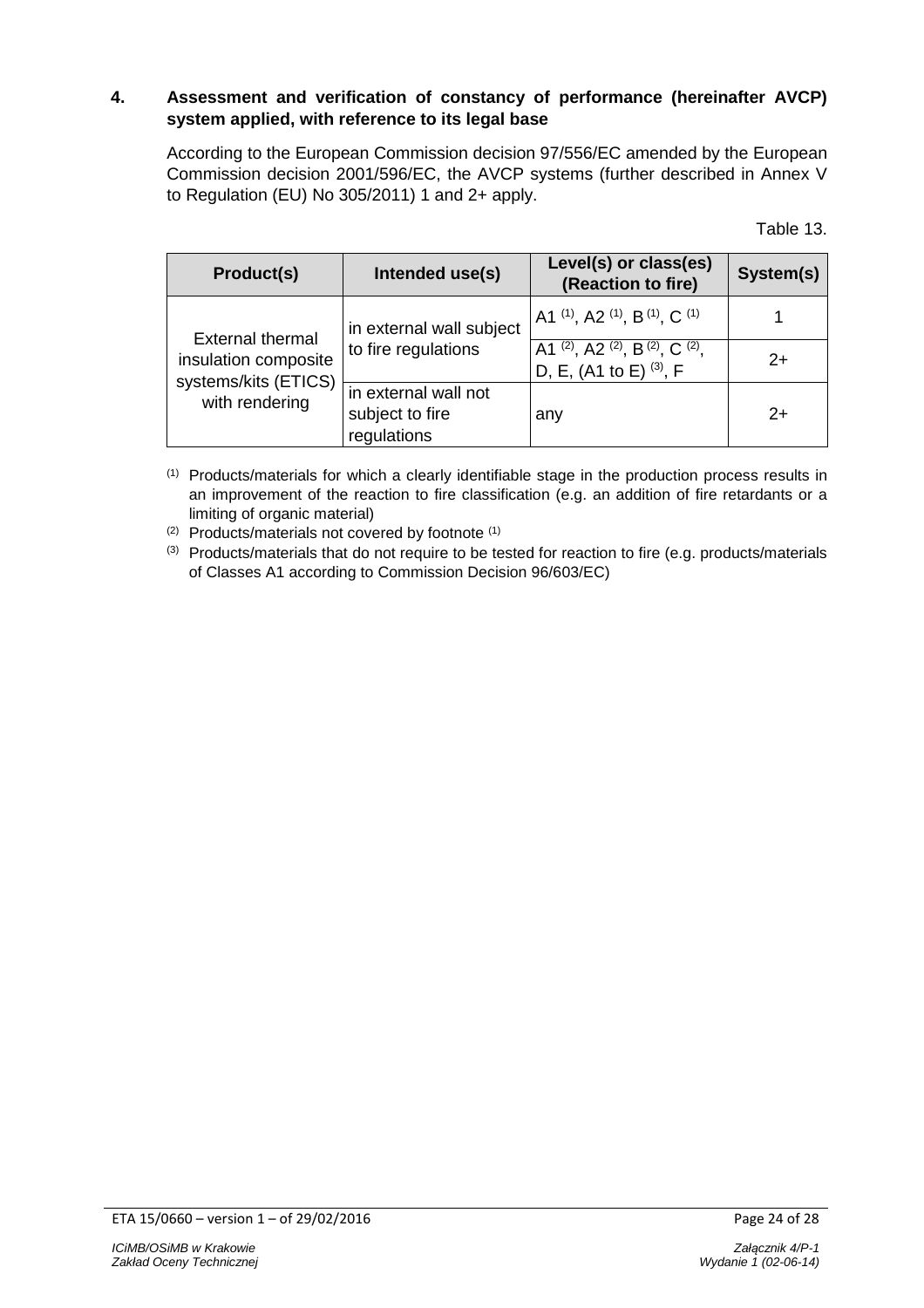## 4. Assessment and verification of constancy of performance (hereinafter AVCP) system applied, with reference to its legal base

According to the European Commission decision 97/556/EC amended by the European Commission decision 2001/596/EC, the AVCP systems (further described in Annex V to Regulation (EU) No 305/2011) 1 and 2+ apply.

Table 13.

| Product(s) | Intended use(s) | Level(s) or class(es) (Reaction to fire) | System(s) |
|---|---|---|---|
| External thermal insulation composite systems/kits (ETICS) with rendering | in external wall subject to fire regulations | A1 [(1)], A2 [(1)], B [(1)], C [(1)] | 1 |
| | | A1 [(2)], A2 [(2)], B [(2)], C [(2)], D, E, (A1 to E) [(3)], F | 2+ |
| | in external wall not subject to fire regulations | any | 2+ |

[(1)] Products/materials for which a clearly identifiable stage in the production process results in an improvement of the reaction to fire classification (e.g. an addition of fire retardants or a limiting of organic material)

[(2)] Products/materials not covered by footnote [(1)]

[(3)] Products/materials that do not require to be tested for reaction to fire (e.g. products/materials of Classes A1 according to Commission Decision 96/603/EC)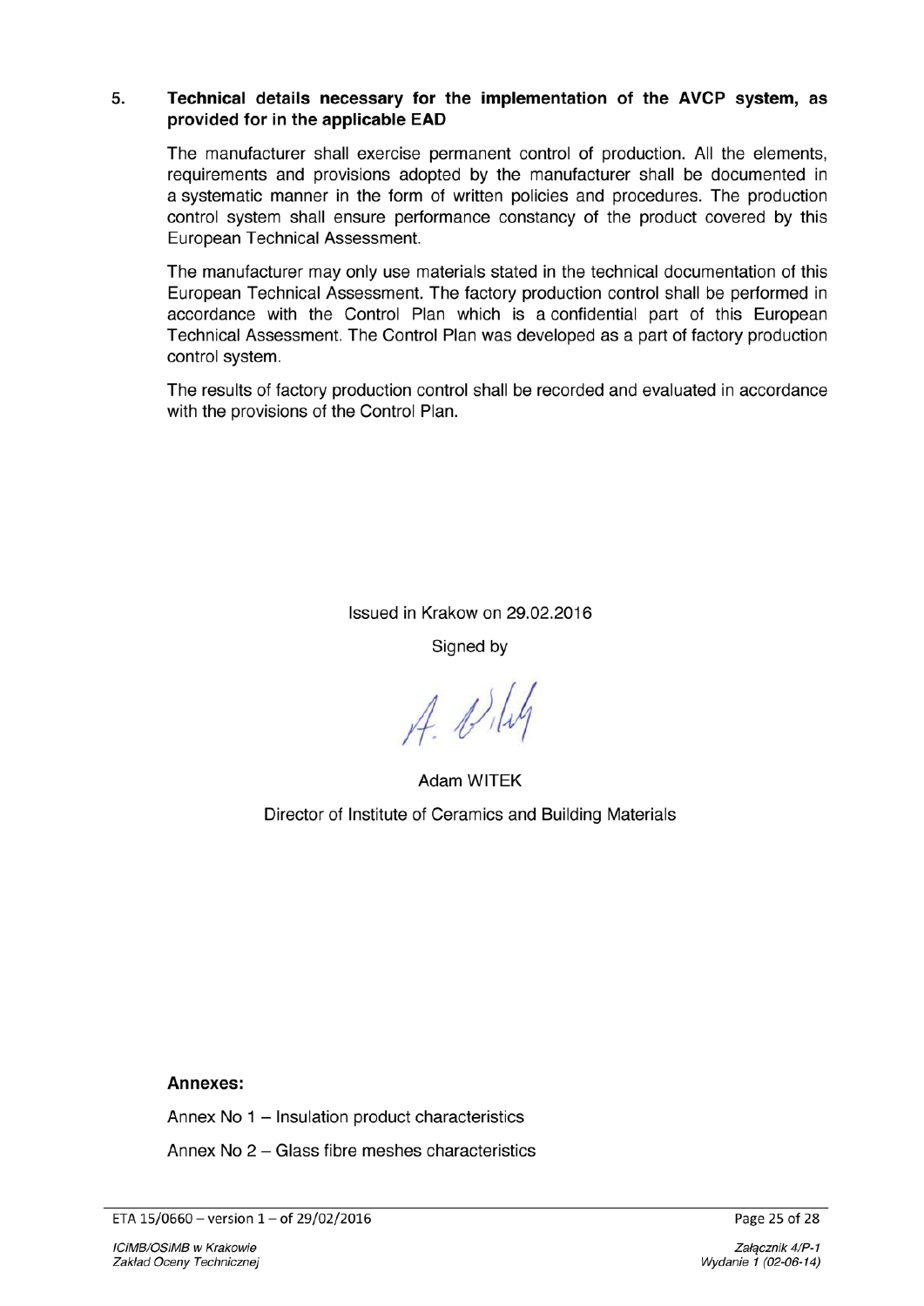## 5. Technical details necessary for the implementation of the AVCP system, as provided for in the applicable EAD

The manufacturer shall exercise permanent control of production. All the elements, requirements and provisions adopted by the manufacturer shall be documented in a systematic manner in the form of written policies and procedures. The production control system shall ensure performance constancy of the product covered by this European Technical Assessment.

The manufacturer may only use materials stated in the technical documentation of this European Technical Assessment. The factory production control shall be performed in accordance with the Control Plan which is a confidential part of this European Technical Assessment. The Control Plan was developed as a part of factory production control system.

The results of factory production control shall be recorded and evaluated in accordance with the provisions of the Control Plan.

Issued in Krakow on 29.02.2016

Signed by

Adam WITEK

Director of Institute of Ceramics and Building Materials

**Annexes:**

Annex No 1 – Insulation product characteristics

Annex No 2 – Glass fibre meshes characteristics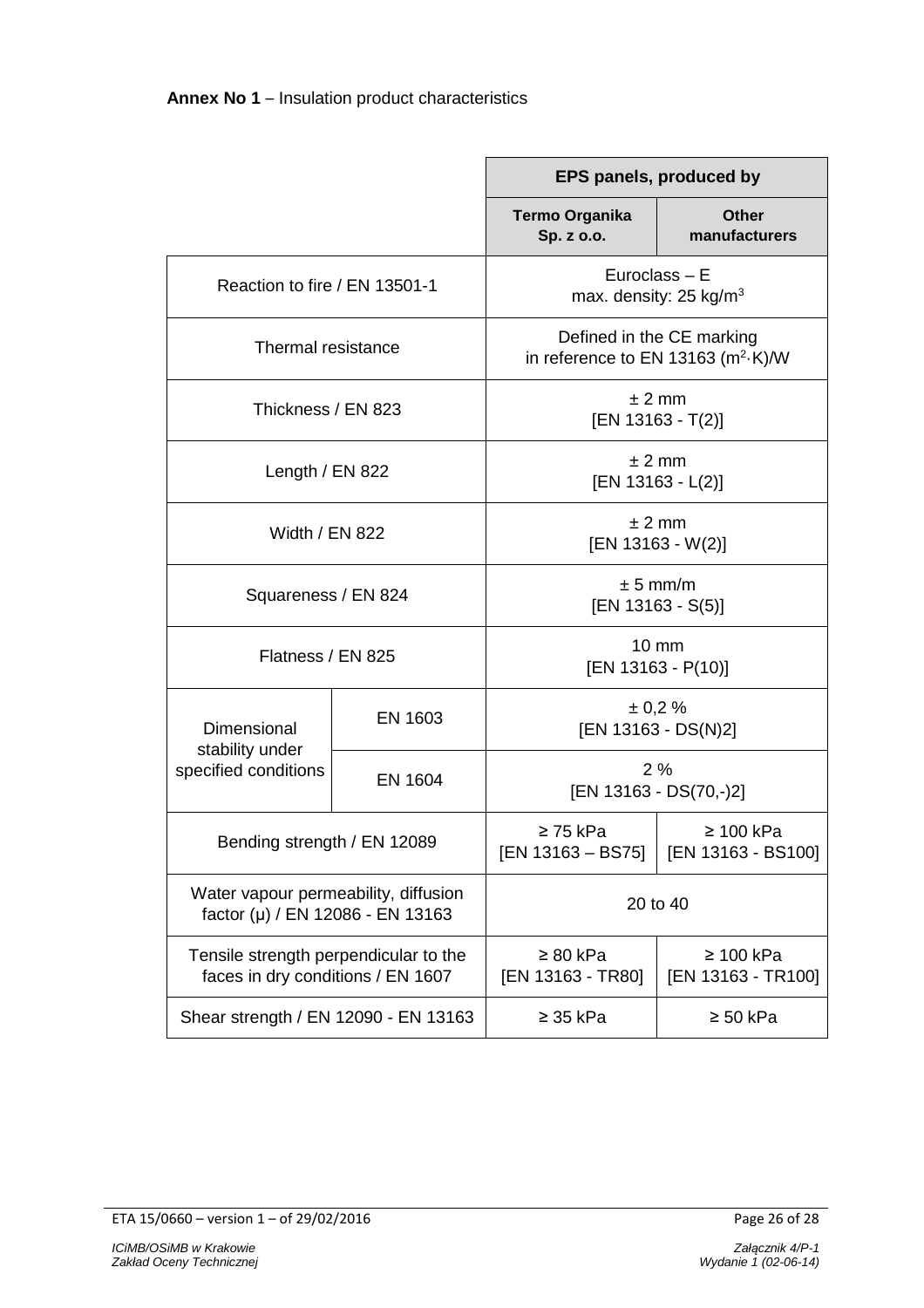**Annex No 1** – Insulation product characteristics

| | | EPS panels, produced by | |
|---|---|---|---|
| | | **Termo Organika Sp. z o.o.** | **Other manufacturers** |
| Reaction to fire / EN 13501-1 | | Euroclass – E<br>max. density: 25 kg/m$^3$ | |
| Thermal resistance | | Defined in the CE marking<br>in reference to EN 13163 ($m^2 \cdot K$)/W | |
| Thickness / EN 823 | | ± 2 mm<br>[EN 13163 - T(2)] | |
| Length / EN 822 | | ± 2 mm<br>[EN 13163 - L(2)] | |
| Width / EN 822 | | ± 2 mm<br>[EN 13163 - W(2)] | |
| Squareness / EN 824 | | ± 5 mm/m<br>[EN 13163 - S(5)] | |
| Flatness / EN 825 | | 10 mm<br>[EN 13163 - P(10)] | |
| Dimensional stability under specified conditions | EN 1603 | ± 0,2 %<br>[EN 13163 - DS(N)2] | |
| | EN 1604 | 2 %<br>[EN 13163 - DS(70,-)2] | |
| Bending strength / EN 12089 | | ≥ 75 kPa<br>[EN 13163 – BS75] | ≥ 100 kPa<br>[EN 13163 - BS100] |
| Water vapour permeability, diffusion factor (μ) / EN 12086 - EN 13163 | | 20 to 40 | |
| Tensile strength perpendicular to the faces in dry conditions / EN 1607 | | ≥ 80 kPa<br>[EN 13163 - TR80] | ≥ 100 kPa<br>[EN 13163 - TR100] |
| Shear strength / EN 12090 - EN 13163 | | ≥ 35 kPa | ≥ 50 kPa |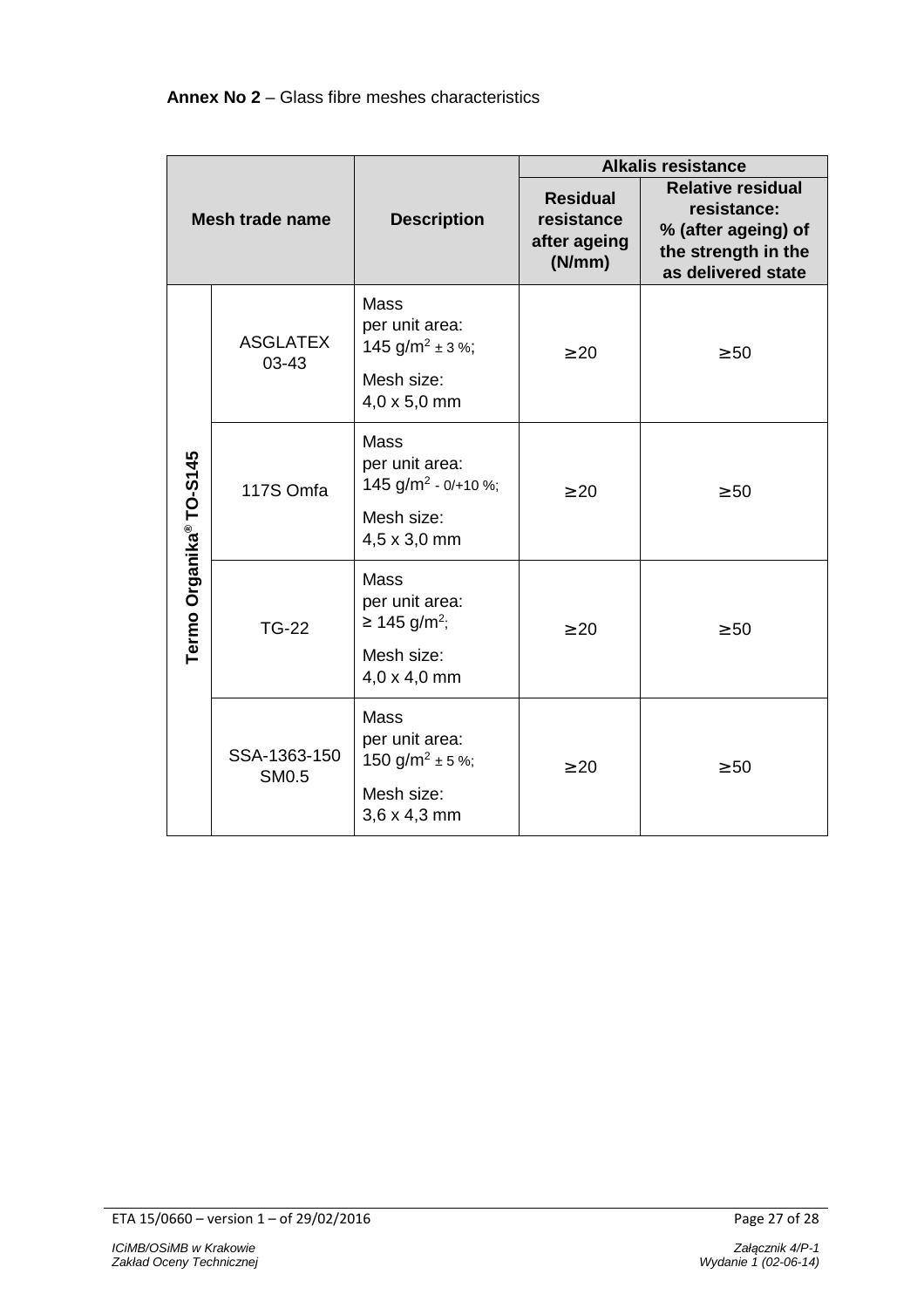**Annex No 2** – Glass fibre meshes characteristics

| Mesh trade name | | Description | Alkalis resistance | |
|---|---|---|---|---|
| | | | Residual resistance after ageing (N/mm) | Relative residual resistance: % (after ageing) of the strength in the as delivered state |
| Termo Organika® TO-S145 | ASGLATEX 03-43 | Mass per unit area: 145 g/m$^2$ ± 3 %; Mesh size: 4,0 x 5,0 mm | ≥ 20 | ≥ 50 |
| | 117S Omfa | Mass per unit area: 145 g/m$^2$ - 0/+10 %; Mesh size: 4,5 x 3,0 mm | ≥ 20 | ≥ 50 |
| | TG-22 | Mass per unit area: ≥ 145 g/m$^2$; Mesh size: 4,0 x 4,0 mm | ≥ 20 | ≥ 50 |
| | SSA-1363-150 SM0.5 | Mass per unit area: 150 g/m$^2$ ± 5 %; Mesh size: 3,6 x 4,3 mm | ≥ 20 | ≥ 50 |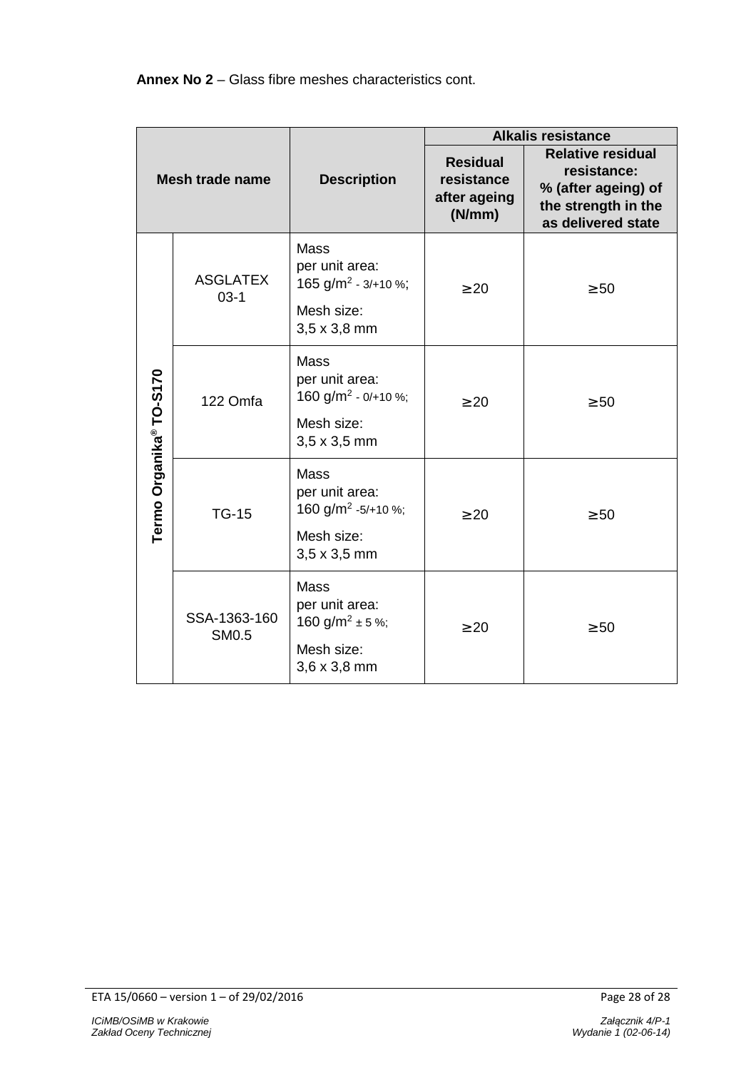**Annex No 2** – Glass fibre meshes characteristics cont.

| Mesh trade name | | Description | Alkalis resistance | |
|---|---|---|---|---|
| | | | Residual resistance after ageing (N/mm) | Relative residual resistance: % (after ageing) of the strength in the as delivered state |
| Termo Organika® TO-S170 | ASGLATEX 03-1 | Mass per unit area: 165 g/m$^2$ - 3/+10 %; Mesh size: 3,5 x 3,8 mm | ≥ 20 | ≥ 50 |
| | 122 Omfa | Mass per unit area: 160 g/m$^2$ - 0/+10 %; Mesh size: 3,5 x 3,5 mm | ≥ 20 | ≥ 50 |
| | TG-15 | Mass per unit area: 160 g/m$^2$ -5/+10 %; Mesh size: 3,5 x 3,5 mm | ≥ 20 | ≥ 50 |
| | SSA-1363-160 SM0.5 | Mass per unit area: 160 g/m$^2$ ± 5 %; Mesh size: 3,6 x 3,8 mm | ≥ 20 | ≥ 50 |